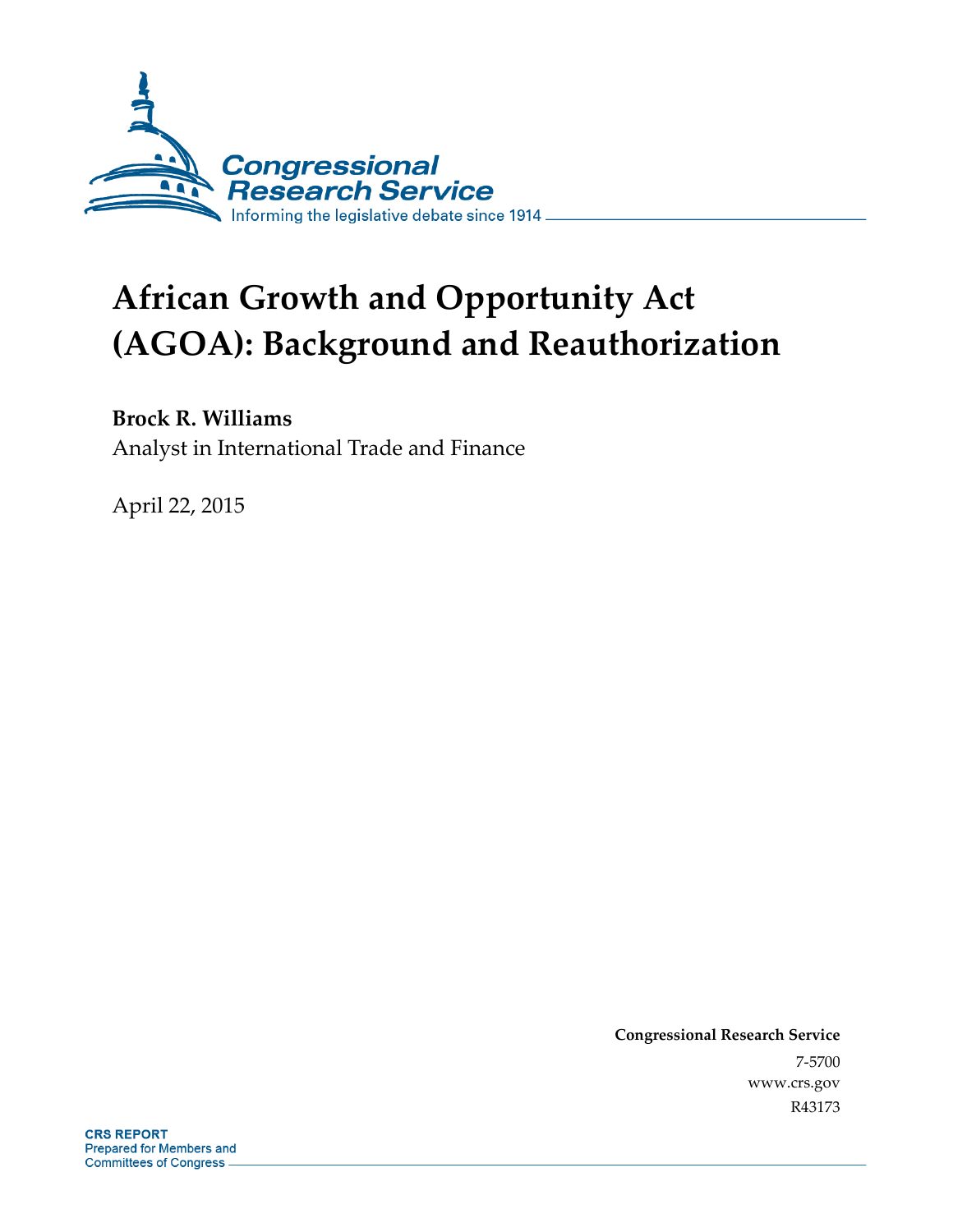Congressional Research Service

Informing the legislative debate since 1914

# African Growth and Opportunity Act (AGOA): Background and Reauthorization

**Brock R. Williams**

Analyst in International Trade and Finance

April 22, 2015

**Congressional Research Service**

7-5700

www.crs.gov

R43173

**CRS REPORT**

Prepared for Members and Committees of Congress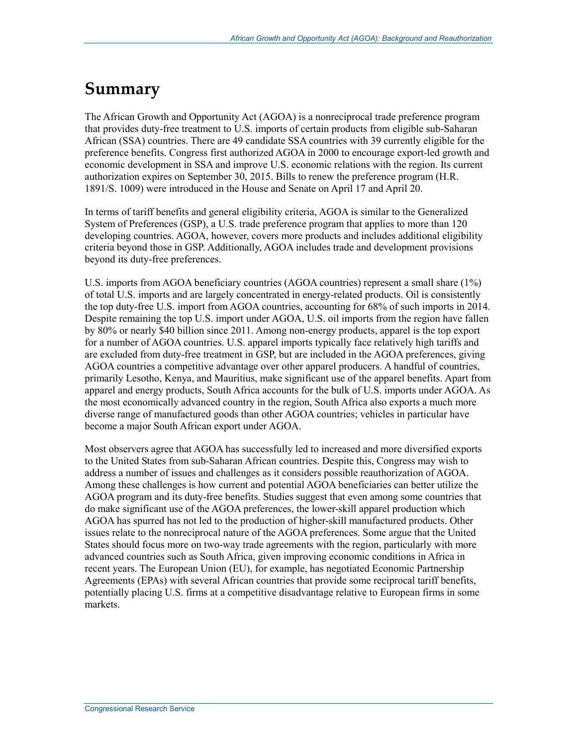# Summary

The African Growth and Opportunity Act (AGOA) is a nonreciprocal trade preference program that provides duty-free treatment to U.S. imports of certain products from eligible sub-Saharan African (SSA) countries. There are 49 candidate SSA countries with 39 currently eligible for the preference benefits. Congress first authorized AGOA in 2000 to encourage export-led growth and economic development in SSA and improve U.S. economic relations with the region. Its current authorization expires on September 30, 2015. Bills to renew the preference program (H.R. 1891/S. 1009) were introduced in the House and Senate on April 17 and April 20.

In terms of tariff benefits and general eligibility criteria, AGOA is similar to the Generalized System of Preferences (GSP), a U.S. trade preference program that applies to more than 120 developing countries. AGOA, however, covers more products and includes additional eligibility criteria beyond those in GSP. Additionally, AGOA includes trade and development provisions beyond its duty-free preferences.

U.S. imports from AGOA beneficiary countries (AGOA countries) represent a small share (1%) of total U.S. imports and are largely concentrated in energy-related products. Oil is consistently the top duty-free U.S. import from AGOA countries, accounting for 68% of such imports in 2014. Despite remaining the top U.S. import under AGOA, U.S. oil imports from the region have fallen by 80% or nearly $40 billion since 2011. Among non-energy products, apparel is the top export for a number of AGOA countries. U.S. apparel imports typically face relatively high tariffs and are excluded from duty-free treatment in GSP, but are included in the AGOA preferences, giving AGOA countries a competitive advantage over other apparel producers. A handful of countries, primarily Lesotho, Kenya, and Mauritius, make significant use of the apparel benefits. Apart from apparel and energy products, South Africa accounts for the bulk of U.S. imports under AGOA. As the most economically advanced country in the region, South Africa also exports a much more diverse range of manufactured goods than other AGOA countries; vehicles in particular have become a major South African export under AGOA.

Most observers agree that AGOA has successfully led to increased and more diversified exports to the United States from sub-Saharan African countries. Despite this, Congress may wish to address a number of issues and challenges as it considers possible reauthorization of AGOA. Among these challenges is how current and potential AGOA beneficiaries can better utilize the AGOA program and its duty-free benefits. Studies suggest that even among some countries that do make significant use of the AGOA preferences, the lower-skill apparel production which AGOA has spurred has not led to the production of higher-skill manufactured products. Other issues relate to the nonreciprocal nature of the AGOA preferences. Some argue that the United States should focus more on two-way trade agreements with the region, particularly with more advanced countries such as South Africa, given improving economic conditions in Africa in recent years. The European Union (EU), for example, has negotiated Economic Partnership Agreements (EPAs) with several African countries that provide some reciprocal tariff benefits, potentially placing U.S. firms at a competitive disadvantage relative to European firms in some markets.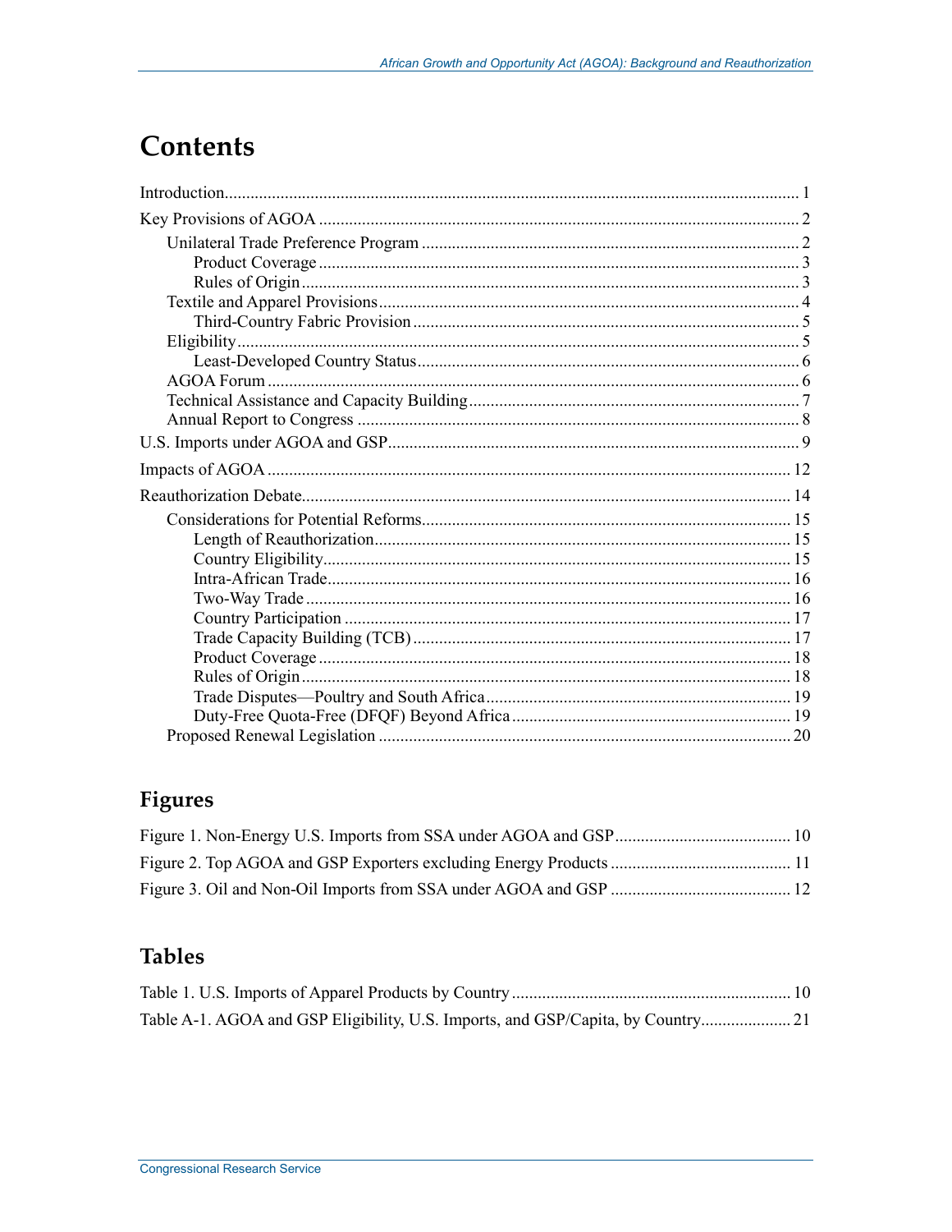# Contents

Introduction .......... 1

Key Provisions of AGOA .......... 2

- Unilateral Trade Preference Program .......... 2
  - Product Coverage .......... 3
  - Rules of Origin .......... 3
- Textile and Apparel Provisions .......... 4
  - Third-Country Fabric Provision .......... 5
- Eligibility .......... 5
  - Least-Developed Country Status .......... 6
- AGOA Forum .......... 6
- Technical Assistance and Capacity Building .......... 7
- Annual Report to Congress .......... 8

U.S. Imports under AGOA and GSP .......... 9

Impacts of AGOA .......... 12

Reauthorization Debate .......... 14

- Considerations for Potential Reforms .......... 15
  - Length of Reauthorization .......... 15
  - Country Eligibility .......... 15
  - Intra-African Trade .......... 16
  - Two-Way Trade .......... 16
  - Country Participation .......... 17
  - Trade Capacity Building (TCB) .......... 17
  - Product Coverage .......... 18
  - Rules of Origin .......... 18
  - Trade Disputes—Poultry and South Africa .......... 19
  - Duty-Free Quota-Free (DFQF) Beyond Africa .......... 19
- Proposed Renewal Legislation .......... 20

## Figures

Figure 1. Non-Energy U.S. Imports from SSA under AGOA and GSP .......... 10

Figure 2. Top AGOA and GSP Exporters excluding Energy Products .......... 11

Figure 3. Oil and Non-Oil Imports from SSA under AGOA and GSP .......... 12

## Tables

Table 1. U.S. Imports of Apparel Products by Country .......... 10

Table A-1. AGOA and GSP Eligibility, U.S. Imports, and GSP/Capita, by Country .......... 21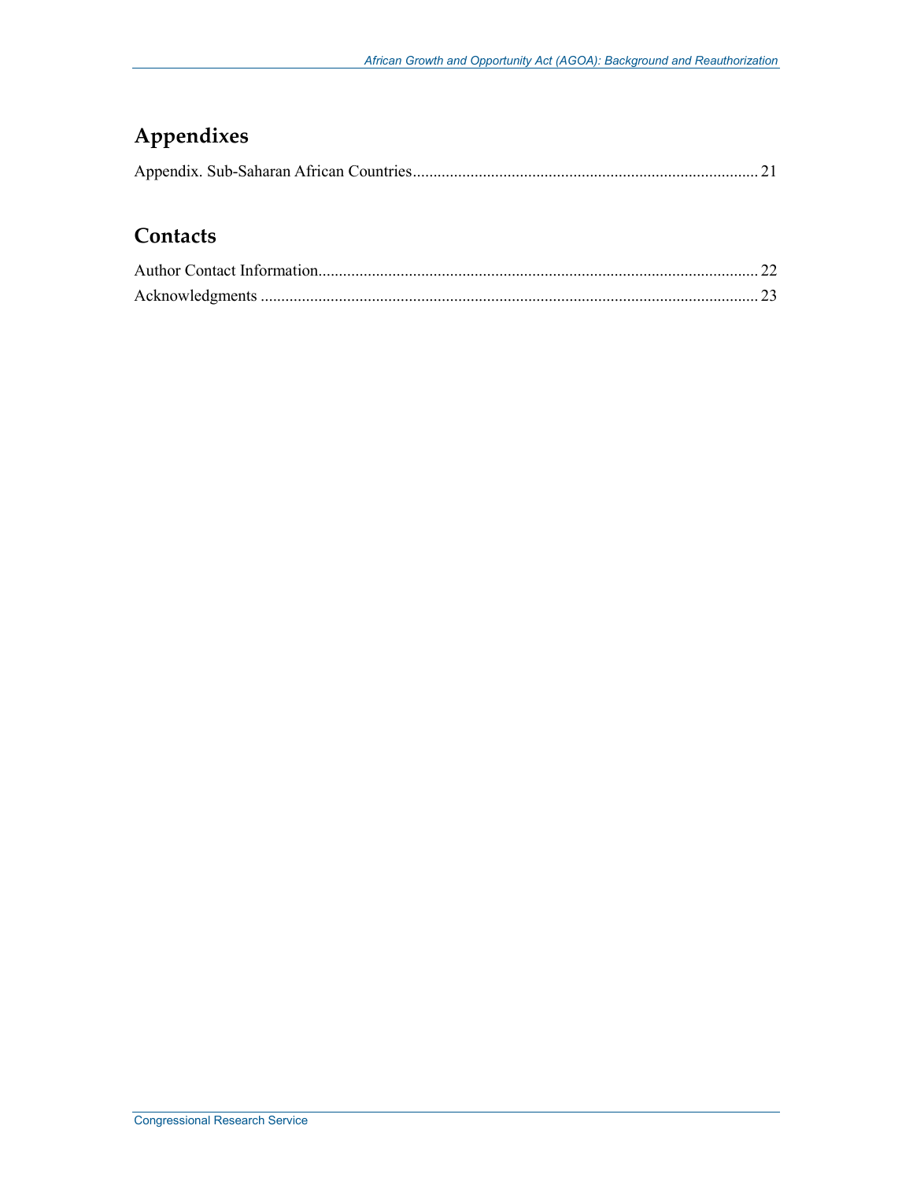## Appendixes

Appendix. Sub-Saharan African Countries .................................................................................... 21

## Contacts

Author Contact Information........................................................................................................... 22

Acknowledgments ......................................................................................................................... 23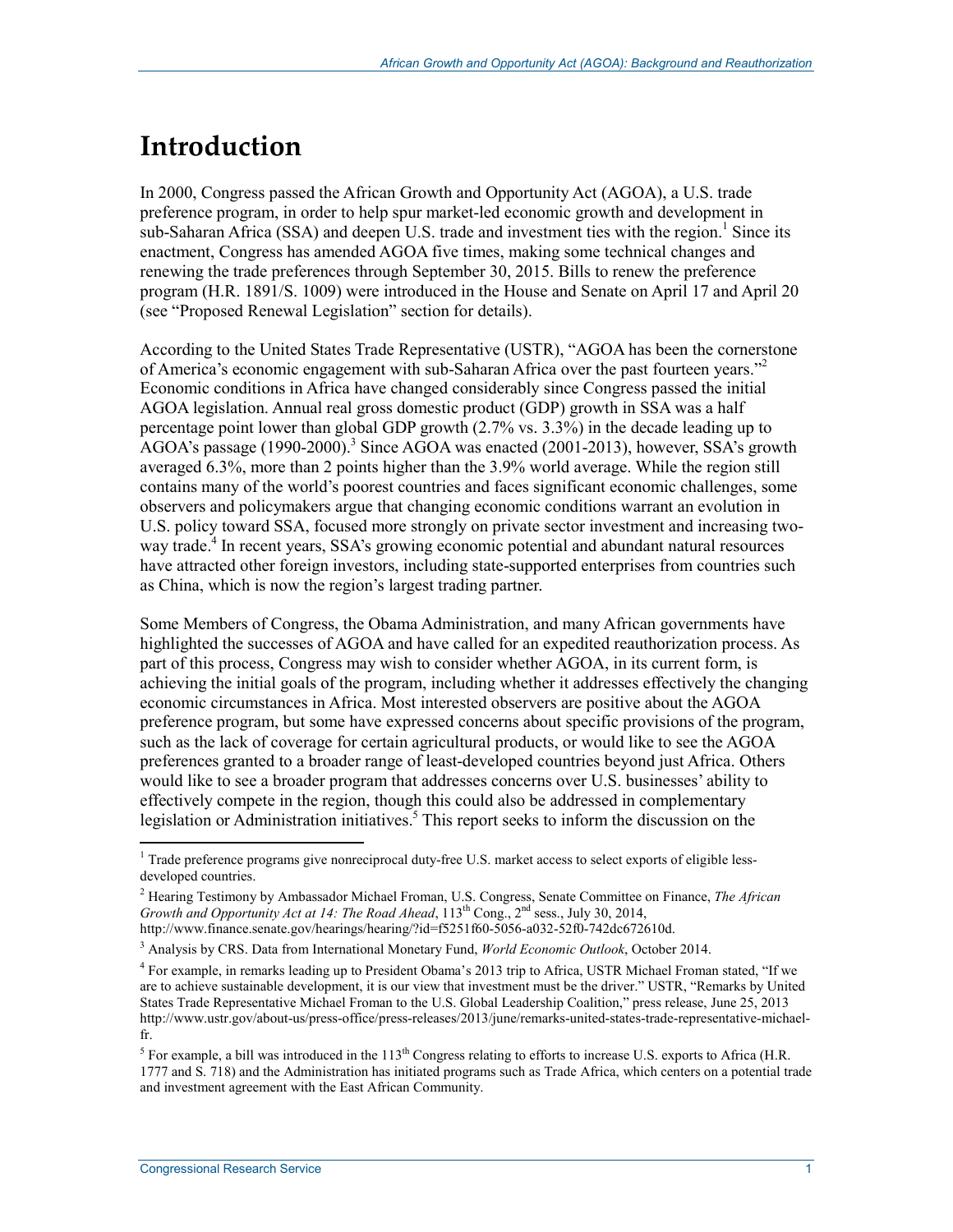# Introduction

In 2000, Congress passed the African Growth and Opportunity Act (AGOA), a U.S. trade preference program, in order to help spur market-led economic growth and development in sub-Saharan Africa (SSA) and deepen U.S. trade and investment ties with the region.[1] Since its enactment, Congress has amended AGOA five times, making some technical changes and renewing the trade preferences through September 30, 2015. Bills to renew the preference program (H.R. 1891/S. 1009) were introduced in the House and Senate on April 17 and April 20 (see "Proposed Renewal Legislation" section for details).

According to the United States Trade Representative (USTR), "AGOA has been the cornerstone of America's economic engagement with sub-Saharan Africa over the past fourteen years."[2] Economic conditions in Africa have changed considerably since Congress passed the initial AGOA legislation. Annual real gross domestic product (GDP) growth in SSA was a half percentage point lower than global GDP growth (2.7% vs. 3.3%) in the decade leading up to AGOA's passage (1990-2000).[3] Since AGOA was enacted (2001-2013), however, SSA's growth averaged 6.3%, more than 2 points higher than the 3.9% world average. While the region still contains many of the world's poorest countries and faces significant economic challenges, some observers and policymakers argue that changing economic conditions warrant an evolution in U.S. policy toward SSA, focused more strongly on private sector investment and increasing two-way trade.[4] In recent years, SSA's growing economic potential and abundant natural resources have attracted other foreign investors, including state-supported enterprises from countries such as China, which is now the region's largest trading partner.

Some Members of Congress, the Obama Administration, and many African governments have highlighted the successes of AGOA and have called for an expedited reauthorization process. As part of this process, Congress may wish to consider whether AGOA, in its current form, is achieving the initial goals of the program, including whether it addresses effectively the changing economic circumstances in Africa. Most interested observers are positive about the AGOA preference program, but some have expressed concerns about specific provisions of the program, such as the lack of coverage for certain agricultural products, or would like to see the AGOA preferences granted to a broader range of least-developed countries beyond just Africa. Others would like to see a broader program that addresses concerns over U.S. businesses' ability to effectively compete in the region, though this could also be addressed in complementary legislation or Administration initiatives.[5] This report seeks to inform the discussion on the

---

[1] Trade preference programs give nonreciprocal duty-free U.S. market access to select exports of eligible less-developed countries.

[2] Hearing Testimony by Ambassador Michael Froman, U.S. Congress, Senate Committee on Finance, *The African Growth and Opportunity Act at 14: The Road Ahead*, 113th Cong., 2nd sess., July 30, 2014, http://www.finance.senate.gov/hearings/hearing/?id=f5251f60-5056-a032-52f0-742dc672610d.

[3] Analysis by CRS. Data from International Monetary Fund, *World Economic Outlook*, October 2014.

[4] For example, in remarks leading up to President Obama's 2013 trip to Africa, USTR Michael Froman stated, "If we are to achieve sustainable development, it is our view that investment must be the driver." USTR, "Remarks by United States Trade Representative Michael Froman to the U.S. Global Leadership Coalition," press release, June 25, 2013 http://www.ustr.gov/about-us/press-office/press-releases/2013/june/remarks-united-states-trade-representative-michael-fr.

[5] For example, a bill was introduced in the 113th Congress relating to efforts to increase U.S. exports to Africa (H.R. 1777 and S. 718) and the Administration has initiated programs such as Trade Africa, which centers on a potential trade and investment agreement with the East African Community.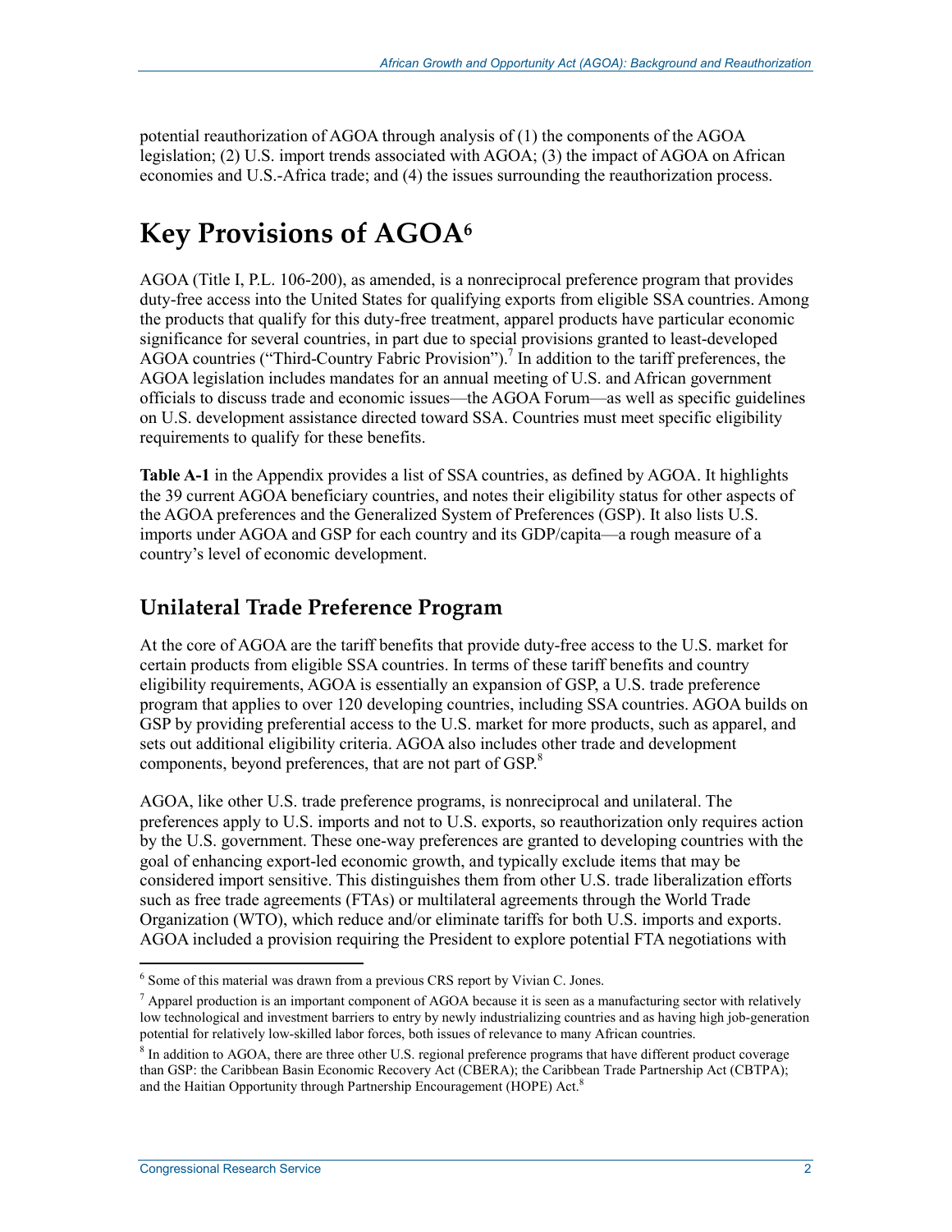potential reauthorization of AGOA through analysis of (1) the components of the AGOA legislation; (2) U.S. import trends associated with AGOA; (3) the impact of AGOA on African economies and U.S.-Africa trade; and (4) the issues surrounding the reauthorization process.

# Key Provisions of AGOA[6]

AGOA (Title I, P.L. 106-200), as amended, is a nonreciprocal preference program that provides duty-free access into the United States for qualifying exports from eligible SSA countries. Among the products that qualify for this duty-free treatment, apparel products have particular economic significance for several countries, in part due to special provisions granted to least-developed AGOA countries ("Third-Country Fabric Provision").[7] In addition to the tariff preferences, the AGOA legislation includes mandates for an annual meeting of U.S. and African government officials to discuss trade and economic issues—the AGOA Forum—as well as specific guidelines on U.S. development assistance directed toward SSA. Countries must meet specific eligibility requirements to qualify for these benefits.

**Table A-1** in the Appendix provides a list of SSA countries, as defined by AGOA. It highlights the 39 current AGOA beneficiary countries, and notes their eligibility status for other aspects of the AGOA preferences and the Generalized System of Preferences (GSP). It also lists U.S. imports under AGOA and GSP for each country and its GDP/capita—a rough measure of a country's level of economic development.

## Unilateral Trade Preference Program

At the core of AGOA are the tariff benefits that provide duty-free access to the U.S. market for certain products from eligible SSA countries. In terms of these tariff benefits and country eligibility requirements, AGOA is essentially an expansion of GSP, a U.S. trade preference program that applies to over 120 developing countries, including SSA countries. AGOA builds on GSP by providing preferential access to the U.S. market for more products, such as apparel, and sets out additional eligibility criteria. AGOA also includes other trade and development components, beyond preferences, that are not part of GSP.[8]

AGOA, like other U.S. trade preference programs, is nonreciprocal and unilateral. The preferences apply to U.S. imports and not to U.S. exports, so reauthorization only requires action by the U.S. government. These one-way preferences are granted to developing countries with the goal of enhancing export-led economic growth, and typically exclude items that may be considered import sensitive. This distinguishes them from other U.S. trade liberalization efforts such as free trade agreements (FTAs) or multilateral agreements through the World Trade Organization (WTO), which reduce and/or eliminate tariffs for both U.S. imports and exports. AGOA included a provision requiring the President to explore potential FTA negotiations with

---

[6] Some of this material was drawn from a previous CRS report by Vivian C. Jones.

[7] Apparel production is an important component of AGOA because it is seen as a manufacturing sector with relatively low technological and investment barriers to entry by newly industrializing countries and as having high job-generation potential for relatively low-skilled labor forces, both issues of relevance to many African countries.

[8] In addition to AGOA, there are three other U.S. regional preference programs that have different product coverage than GSP: the Caribbean Basin Economic Recovery Act (CBERA); the Caribbean Trade Partnership Act (CBTPA); and the Haitian Opportunity through Partnership Encouragement (HOPE) Act.[8]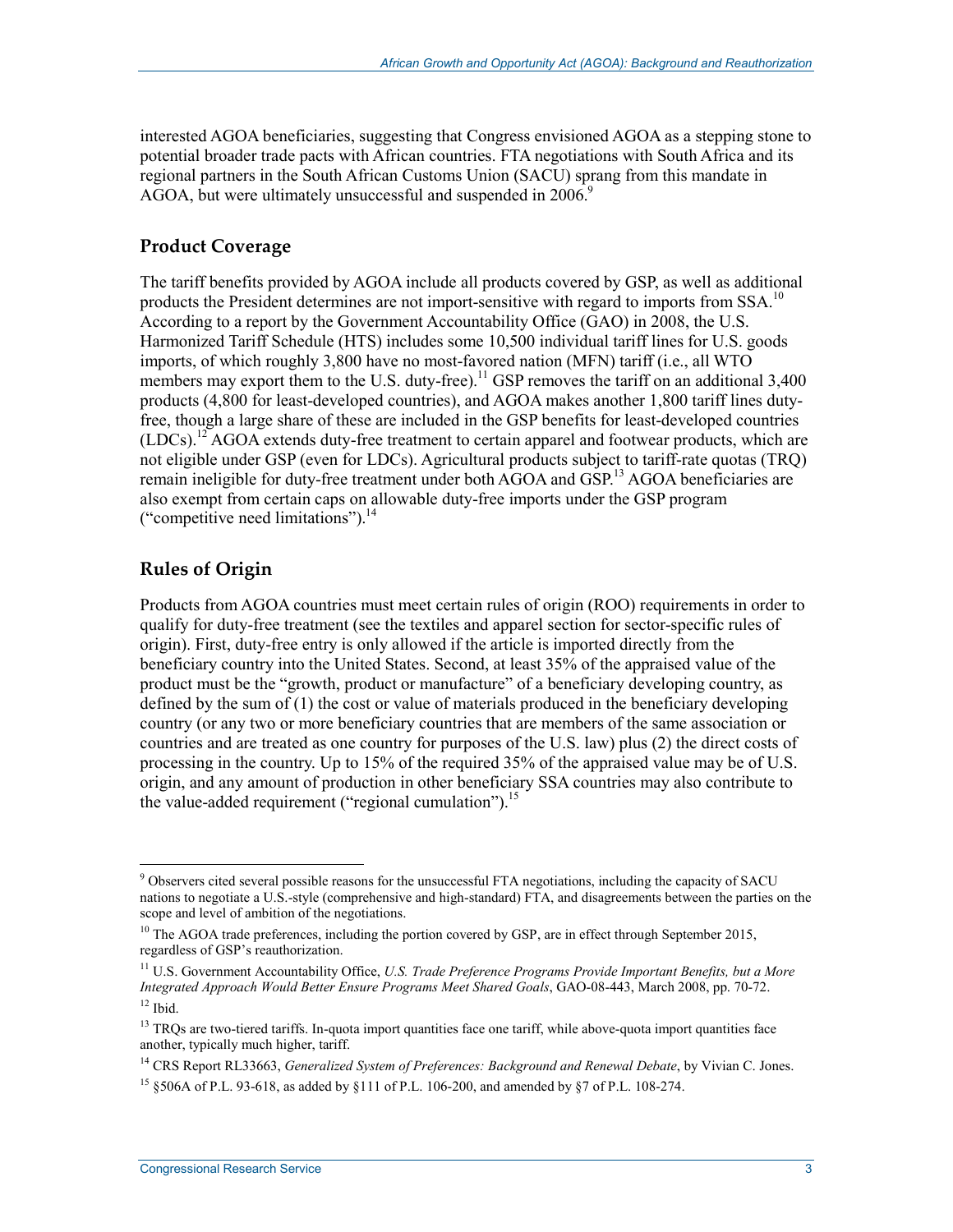interested AGOA beneficiaries, suggesting that Congress envisioned AGOA as a stepping stone to potential broader trade pacts with African countries. FTA negotiations with South Africa and its regional partners in the South African Customs Union (SACU) sprang from this mandate in AGOA, but were ultimately unsuccessful and suspended in 2006.[9]

## Product Coverage

The tariff benefits provided by AGOA include all products covered by GSP, as well as additional products the President determines are not import-sensitive with regard to imports from SSA.[10] According to a report by the Government Accountability Office (GAO) in 2008, the U.S. Harmonized Tariff Schedule (HTS) includes some 10,500 individual tariff lines for U.S. goods imports, of which roughly 3,800 have no most-favored nation (MFN) tariff (i.e., all WTO members may export them to the U.S. duty-free).[11] GSP removes the tariff on an additional 3,400 products (4,800 for least-developed countries), and AGOA makes another 1,800 tariff lines duty-free, though a large share of these are included in the GSP benefits for least-developed countries (LDCs).[12] AGOA extends duty-free treatment to certain apparel and footwear products, which are not eligible under GSP (even for LDCs). Agricultural products subject to tariff-rate quotas (TRQ) remain ineligible for duty-free treatment under both AGOA and GSP.[13] AGOA beneficiaries are also exempt from certain caps on allowable duty-free imports under the GSP program ("competitive need limitations").[14]

## Rules of Origin

Products from AGOA countries must meet certain rules of origin (ROO) requirements in order to qualify for duty-free treatment (see the textiles and apparel section for sector-specific rules of origin). First, duty-free entry is only allowed if the article is imported directly from the beneficiary country into the United States. Second, at least 35% of the appraised value of the product must be the "growth, product or manufacture" of a beneficiary developing country, as defined by the sum of (1) the cost or value of materials produced in the beneficiary developing country (or any two or more beneficiary countries that are members of the same association or countries and are treated as one country for purposes of the U.S. law) plus (2) the direct costs of processing in the country. Up to 15% of the required 35% of the appraised value may be of U.S. origin, and any amount of production in other beneficiary SSA countries may also contribute to the value-added requirement ("regional cumulation").[15]

---

[9] Observers cited several possible reasons for the unsuccessful FTA negotiations, including the capacity of SACU nations to negotiate a U.S.-style (comprehensive and high-standard) FTA, and disagreements between the parties on the scope and level of ambition of the negotiations.

[10] The AGOA trade preferences, including the portion covered by GSP, are in effect through September 2015, regardless of GSP's reauthorization.

[11] U.S. Government Accountability Office, *U.S. Trade Preference Programs Provide Important Benefits, but a More Integrated Approach Would Better Ensure Programs Meet Shared Goals*, GAO-08-443, March 2008, pp. 70-72.

[12] Ibid.

[13] TRQs are two-tiered tariffs. In-quota import quantities face one tariff, while above-quota import quantities face another, typically much higher, tariff.

[14] CRS Report RL33663, *Generalized System of Preferences: Background and Renewal Debate*, by Vivian C. Jones.

[15] §506A of P.L. 93-618, as added by §111 of P.L. 106-200, and amended by §7 of P.L. 108-274.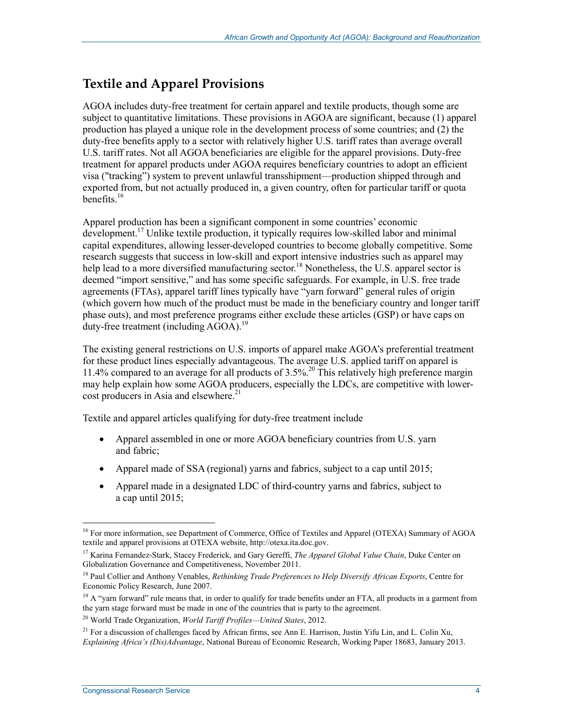## Textile and Apparel Provisions

AGOA includes duty-free treatment for certain apparel and textile products, though some are subject to quantitative limitations. These provisions in AGOA are significant, because (1) apparel production has played a unique role in the development process of some countries; and (2) the duty-free benefits apply to a sector with relatively higher U.S. tariff rates than average overall U.S. tariff rates. Not all AGOA beneficiaries are eligible for the apparel provisions. Duty-free treatment for apparel products under AGOA requires beneficiary countries to adopt an efficient visa ("tracking") system to prevent unlawful transshipment—production shipped through and exported from, but not actually produced in, a given country, often for particular tariff or quota benefits.[16]

Apparel production has been a significant component in some countries' economic development.[17] Unlike textile production, it typically requires low-skilled labor and minimal capital expenditures, allowing lesser-developed countries to become globally competitive. Some research suggests that success in low-skill and export intensive industries such as apparel may help lead to a more diversified manufacturing sector.[18] Nonetheless, the U.S. apparel sector is deemed "import sensitive," and has some specific safeguards. For example, in U.S. free trade agreements (FTAs), apparel tariff lines typically have "yarn forward" general rules of origin (which govern how much of the product must be made in the beneficiary country and longer tariff phase outs), and most preference programs either exclude these articles (GSP) or have caps on duty-free treatment (including AGOA).[19]

The existing general restrictions on U.S. imports of apparel make AGOA's preferential treatment for these product lines especially advantageous. The average U.S. applied tariff on apparel is 11.4% compared to an average for all products of 3.5%.[20] This relatively high preference margin may help explain how some AGOA producers, especially the LDCs, are competitive with lower-cost producers in Asia and elsewhere.[21]

Textile and apparel articles qualifying for duty-free treatment include

- Apparel assembled in one or more AGOA beneficiary countries from U.S. yarn and fabric;
- Apparel made of SSA (regional) yarns and fabrics, subject to a cap until 2015;
- Apparel made in a designated LDC of third-country yarns and fabrics, subject to a cap until 2015;

---

[16] For more information, see Department of Commerce, Office of Textiles and Apparel (OTEXA) Summary of AGOA textile and apparel provisions at OTEXA website, http://otexa.ita.doc.gov.

[17] Karina Fernandez-Stark, Stacey Frederick, and Gary Gereffi, *The Apparel Global Value Chain*, Duke Center on Globalization Governance and Competitiveness, November 2011.

[18] Paul Collier and Anthony Venables, *Rethinking Trade Preferences to Help Diversify African Exports*, Centre for Economic Policy Research, June 2007.

[19] A "yarn forward" rule means that, in order to qualify for trade benefits under an FTA, all products in a garment from the yarn stage forward must be made in one of the countries that is party to the agreement.

[20] World Trade Organization, *World Tariff Profiles—United States*, 2012.

[21] For a discussion of challenges faced by African firms, see Ann E. Harrison, Justin Yifu Lin, and L. Colin Xu, *Explaining Africa's (Dis)Advantage*, National Bureau of Economic Research, Working Paper 18683, January 2013.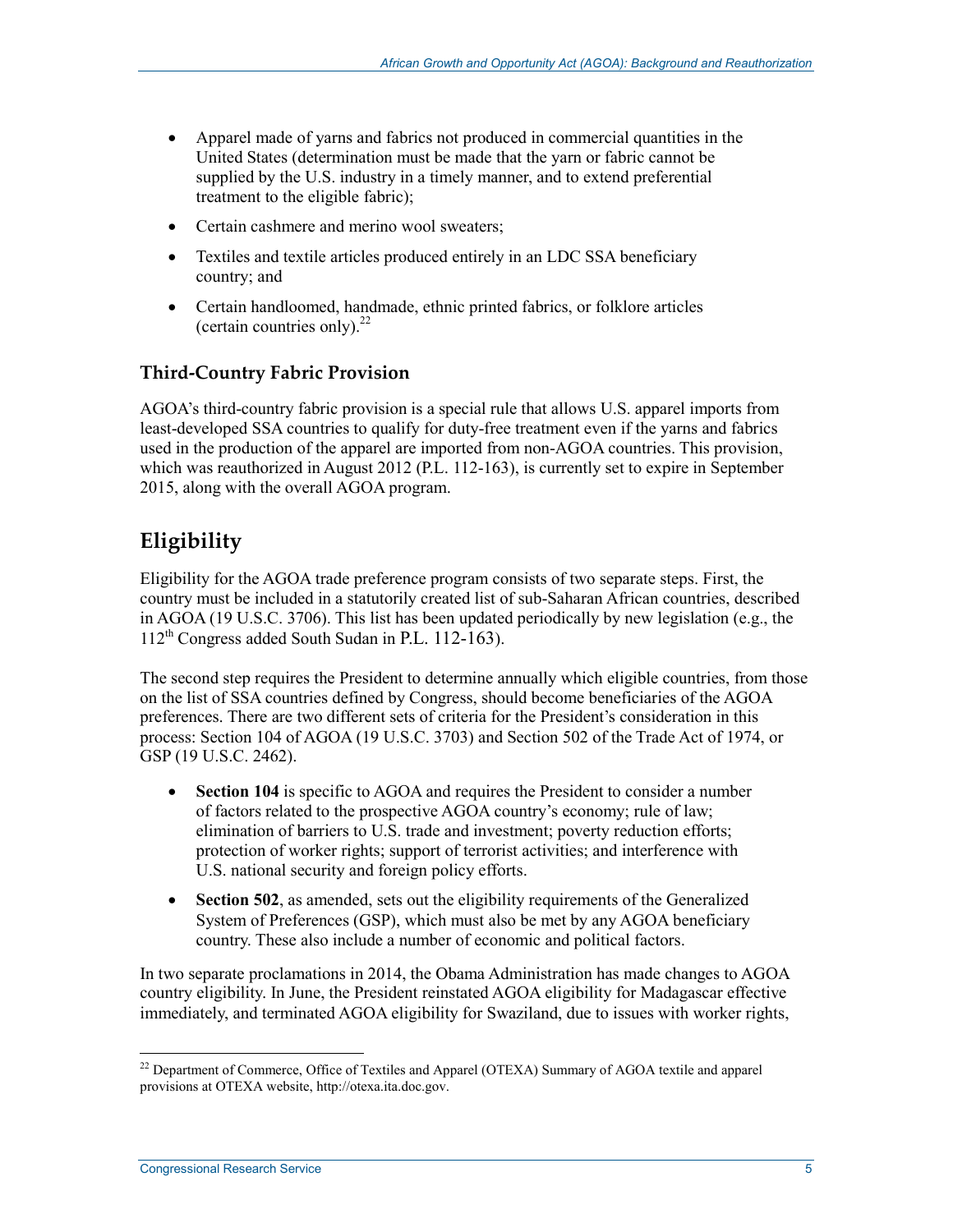- Apparel made of yarns and fabrics not produced in commercial quantities in the United States (determination must be made that the yarn or fabric cannot be supplied by the U.S. industry in a timely manner, and to extend preferential treatment to the eligible fabric);
- Certain cashmere and merino wool sweaters;
- Textiles and textile articles produced entirely in an LDC SSA beneficiary country; and
- Certain handloomed, handmade, ethnic printed fabrics, or folklore articles (certain countries only).[22]

### Third-Country Fabric Provision

AGOA's third-country fabric provision is a special rule that allows U.S. apparel imports from least-developed SSA countries to qualify for duty-free treatment even if the yarns and fabrics used in the production of the apparel are imported from non-AGOA countries. This provision, which was reauthorized in August 2012 (P.L. 112-163), is currently set to expire in September 2015, along with the overall AGOA program.

## Eligibility

Eligibility for the AGOA trade preference program consists of two separate steps. First, the country must be included in a statutorily created list of sub-Saharan African countries, described in AGOA (19 U.S.C. 3706). This list has been updated periodically by new legislation (e.g., the 112th Congress added South Sudan in P.L. 112-163).

The second step requires the President to determine annually which eligible countries, from those on the list of SSA countries defined by Congress, should become beneficiaries of the AGOA preferences. There are two different sets of criteria for the President's consideration in this process: Section 104 of AGOA (19 U.S.C. 3703) and Section 502 of the Trade Act of 1974, or GSP (19 U.S.C. 2462).

- **Section 104** is specific to AGOA and requires the President to consider a number of factors related to the prospective AGOA country's economy; rule of law; elimination of barriers to U.S. trade and investment; poverty reduction efforts; protection of worker rights; support of terrorist activities; and interference with U.S. national security and foreign policy efforts.
- **Section 502**, as amended, sets out the eligibility requirements of the Generalized System of Preferences (GSP), which must also be met by any AGOA beneficiary country. These also include a number of economic and political factors.

In two separate proclamations in 2014, the Obama Administration has made changes to AGOA country eligibility. In June, the President reinstated AGOA eligibility for Madagascar effective immediately, and terminated AGOA eligibility for Swaziland, due to issues with worker rights,

[22] Department of Commerce, Office of Textiles and Apparel (OTEXA) Summary of AGOA textile and apparel provisions at OTEXA website, http://otexa.ita.doc.gov.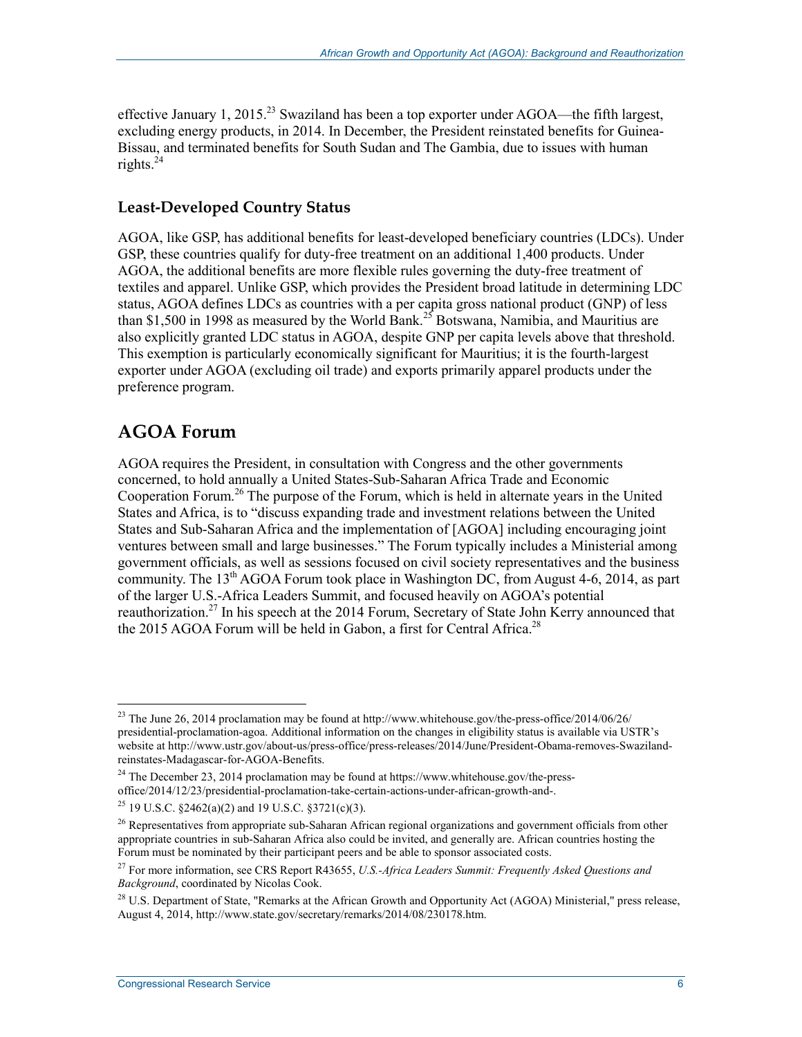effective January 1, 2015.[23] Swaziland has been a top exporter under AGOA—the fifth largest, excluding energy products, in 2014. In December, the President reinstated benefits for Guinea-Bissau, and terminated benefits for South Sudan and The Gambia, due to issues with human rights.[24]

### Least-Developed Country Status

AGOA, like GSP, has additional benefits for least-developed beneficiary countries (LDCs). Under GSP, these countries qualify for duty-free treatment on an additional 1,400 products. Under AGOA, the additional benefits are more flexible rules governing the duty-free treatment of textiles and apparel. Unlike GSP, which provides the President broad latitude in determining LDC status, AGOA defines LDCs as countries with a per capita gross national product (GNP) of less than $1,500 in 1998 as measured by the World Bank.[25] Botswana, Namibia, and Mauritius are also explicitly granted LDC status in AGOA, despite GNP per capita levels above that threshold. This exemption is particularly economically significant for Mauritius; it is the fourth-largest exporter under AGOA (excluding oil trade) and exports primarily apparel products under the preference program.

## AGOA Forum

AGOA requires the President, in consultation with Congress and the other governments concerned, to hold annually a United States-Sub-Saharan Africa Trade and Economic Cooperation Forum.[26] The purpose of the Forum, which is held in alternate years in the United States and Africa, is to "discuss expanding trade and investment relations between the United States and Sub-Saharan Africa and the implementation of [AGOA] including encouraging joint ventures between small and large businesses." The Forum typically includes a Ministerial among government officials, as well as sessions focused on civil society representatives and the business community. The 13th AGOA Forum took place in Washington DC, from August 4-6, 2014, as part of the larger U.S.-Africa Leaders Summit, and focused heavily on AGOA's potential reauthorization.[27] In his speech at the 2014 Forum, Secretary of State John Kerry announced that the 2015 AGOA Forum will be held in Gabon, a first for Central Africa.[28]

---

[23] The June 26, 2014 proclamation may be found at http://www.whitehouse.gov/the-press-office/2014/06/26/presidential-proclamation-agoa. Additional information on the changes in eligibility status is available via USTR's website at http://www.ustr.gov/about-us/press-office/press-releases/2014/June/President-Obama-removes-Swaziland-reinstates-Madagascar-for-AGOA-Benefits.

[24] The December 23, 2014 proclamation may be found at https://www.whitehouse.gov/the-press-office/2014/12/23/presidential-proclamation-take-certain-actions-under-african-growth-and-.

[25] 19 U.S.C. §2462(a)(2) and 19 U.S.C. §3721(c)(3).

[26] Representatives from appropriate sub-Saharan African regional organizations and government officials from other appropriate countries in sub-Saharan Africa also could be invited, and generally are. African countries hosting the Forum must be nominated by their participant peers and be able to sponsor associated costs.

[27] For more information, see CRS Report R43655, *U.S.-Africa Leaders Summit: Frequently Asked Questions and Background*, coordinated by Nicolas Cook.

[28] U.S. Department of State, "Remarks at the African Growth and Opportunity Act (AGOA) Ministerial," press release, August 4, 2014, http://www.state.gov/secretary/remarks/2014/08/230178.htm.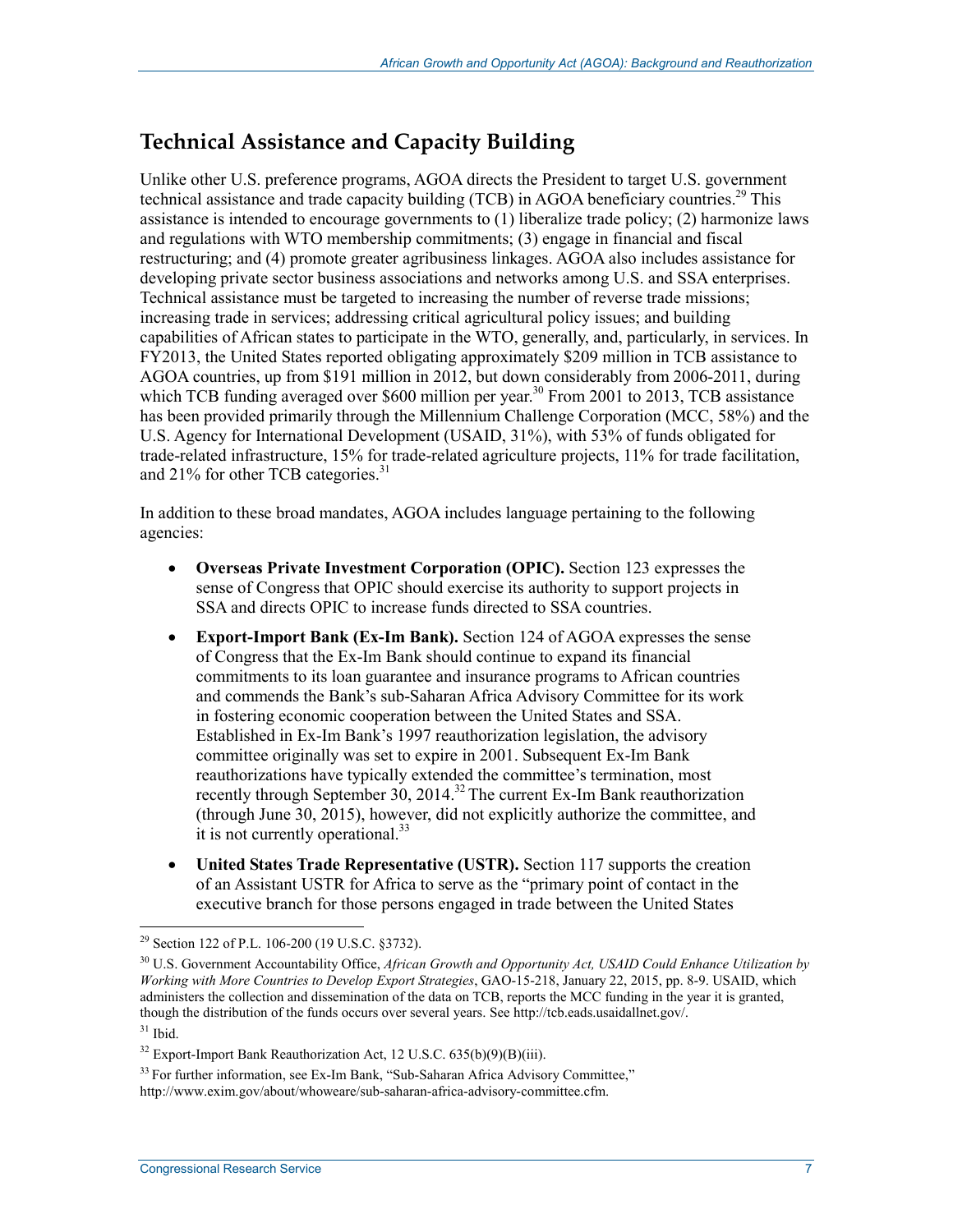## Technical Assistance and Capacity Building

Unlike other U.S. preference programs, AGOA directs the President to target U.S. government technical assistance and trade capacity building (TCB) in AGOA beneficiary countries.[29] This assistance is intended to encourage governments to (1) liberalize trade policy; (2) harmonize laws and regulations with WTO membership commitments; (3) engage in financial and fiscal restructuring; and (4) promote greater agribusiness linkages. AGOA also includes assistance for developing private sector business associations and networks among U.S. and SSA enterprises. Technical assistance must be targeted to increasing the number of reverse trade missions; increasing trade in services; addressing critical agricultural policy issues; and building capabilities of African states to participate in the WTO, generally, and, particularly, in services. In FY2013, the United States reported obligating approximately $209 million in TCB assistance to AGOA countries, up from $191 million in 2012, but down considerably from 2006-2011, during which TCB funding averaged over $600 million per year.[30] From 2001 to 2013, TCB assistance has been provided primarily through the Millennium Challenge Corporation (MCC, 58%) and the U.S. Agency for International Development (USAID, 31%), with 53% of funds obligated for trade-related infrastructure, 15% for trade-related agriculture projects, 11% for trade facilitation, and 21% for other TCB categories.[31]

In addition to these broad mandates, AGOA includes language pertaining to the following agencies:

- **Overseas Private Investment Corporation (OPIC).** Section 123 expresses the sense of Congress that OPIC should exercise its authority to support projects in SSA and directs OPIC to increase funds directed to SSA countries.
- **Export-Import Bank (Ex-Im Bank).** Section 124 of AGOA expresses the sense of Congress that the Ex-Im Bank should continue to expand its financial commitments to its loan guarantee and insurance programs to African countries and commends the Bank's sub-Saharan Africa Advisory Committee for its work in fostering economic cooperation between the United States and SSA. Established in Ex-Im Bank's 1997 reauthorization legislation, the advisory committee originally was set to expire in 2001. Subsequent Ex-Im Bank reauthorizations have typically extended the committee's termination, most recently through September 30, 2014.[32] The current Ex-Im Bank reauthorization (through June 30, 2015), however, did not explicitly authorize the committee, and it is not currently operational.[33]
- **United States Trade Representative (USTR).** Section 117 supports the creation of an Assistant USTR for Africa to serve as the "primary point of contact in the executive branch for those persons engaged in trade between the United States

---

[29] Section 122 of P.L. 106-200 (19 U.S.C. §3732).

[30] U.S. Government Accountability Office, *African Growth and Opportunity Act, USAID Could Enhance Utilization by Working with More Countries to Develop Export Strategies*, GAO-15-218, January 22, 2015, pp. 8-9. USAID, which administers the collection and dissemination of the data on TCB, reports the MCC funding in the year it is granted, though the distribution of the funds occurs over several years. See http://tcb.eads.usaidallnet.gov/.

[31] Ibid.

[32] Export-Import Bank Reauthorization Act, 12 U.S.C. 635(b)(9)(B)(iii).

[33] For further information, see Ex-Im Bank, "Sub-Saharan Africa Advisory Committee," http://www.exim.gov/about/whoweare/sub-saharan-africa-advisory-committee.cfm.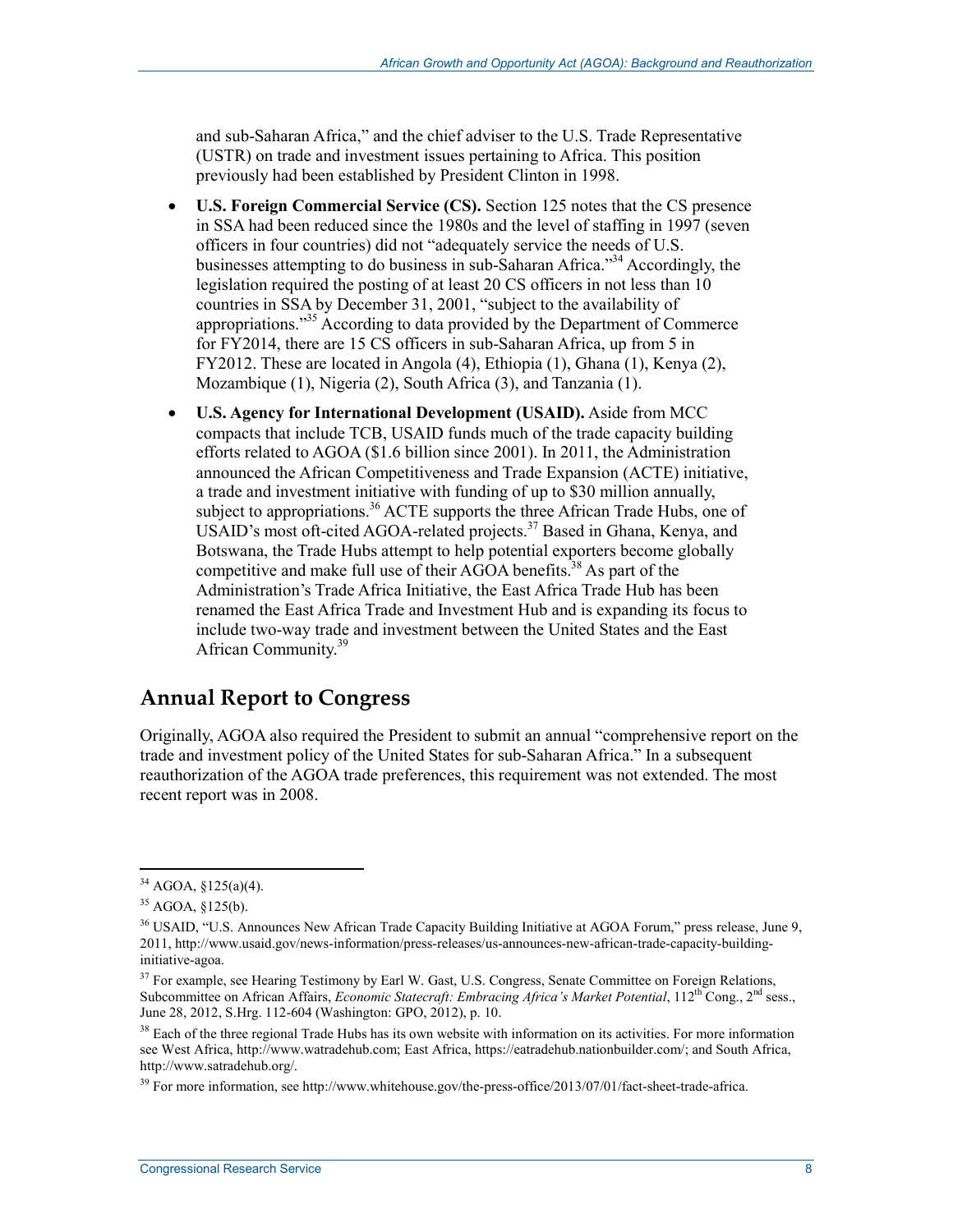and sub-Saharan Africa," and the chief adviser to the U.S. Trade Representative (USTR) on trade and investment issues pertaining to Africa. This position previously had been established by President Clinton in 1998.

- **U.S. Foreign Commercial Service (CS).** Section 125 notes that the CS presence in SSA had been reduced since the 1980s and the level of staffing in 1997 (seven officers in four countries) did not "adequately service the needs of U.S. businesses attempting to do business in sub-Saharan Africa."[34] Accordingly, the legislation required the posting of at least 20 CS officers in not less than 10 countries in SSA by December 31, 2001, "subject to the availability of appropriations."[35] According to data provided by the Department of Commerce for FY2014, there are 15 CS officers in sub-Saharan Africa, up from 5 in FY2012. These are located in Angola (4), Ethiopia (1), Ghana (1), Kenya (2), Mozambique (1), Nigeria (2), South Africa (3), and Tanzania (1).
- **U.S. Agency for International Development (USAID).** Aside from MCC compacts that include TCB, USAID funds much of the trade capacity building efforts related to AGOA ($1.6 billion since 2001). In 2011, the Administration announced the African Competitiveness and Trade Expansion (ACTE) initiative, a trade and investment initiative with funding of up to $30 million annually, subject to appropriations.[36] ACTE supports the three African Trade Hubs, one of USAID's most oft-cited AGOA-related projects.[37] Based in Ghana, Kenya, and Botswana, the Trade Hubs attempt to help potential exporters become globally competitive and make full use of their AGOA benefits.[38] As part of the Administration's Trade Africa Initiative, the East Africa Trade Hub has been renamed the East Africa Trade and Investment Hub and is expanding its focus to include two-way trade and investment between the United States and the East African Community.[39]

## Annual Report to Congress

Originally, AGOA also required the President to submit an annual "comprehensive report on the trade and investment policy of the United States for sub-Saharan Africa." In a subsequent reauthorization of the AGOA trade preferences, this requirement was not extended. The most recent report was in 2008.

---

[34] AGOA, §125(a)(4).

[35] AGOA, §125(b).

[36] USAID, "U.S. Announces New African Trade Capacity Building Initiative at AGOA Forum," press release, June 9, 2011, http://www.usaid.gov/news-information/press-releases/us-announces-new-african-trade-capacity-building-initiative-agoa.

[37] For example, see Hearing Testimony by Earl W. Gast, U.S. Congress, Senate Committee on Foreign Relations, Subcommittee on African Affairs, *Economic Statecraft: Embracing Africa's Market Potential*, 112th Cong., 2nd sess., June 28, 2012, S.Hrg. 112-604 (Washington: GPO, 2012), p. 10.

[38] Each of the three regional Trade Hubs has its own website with information on its activities. For more information see West Africa, http://www.watradehub.com; East Africa, https://eatradehub.nationbuilder.com/; and South Africa, http://www.satradehub.org/.

[39] For more information, see http://www.whitehouse.gov/the-press-office/2013/07/01/fact-sheet-trade-africa.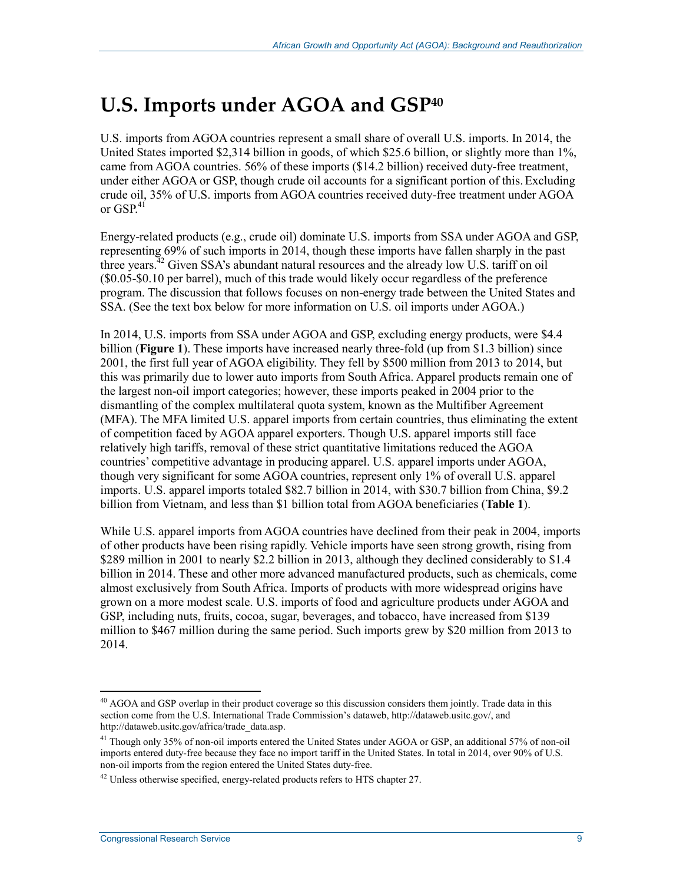# U.S. Imports under AGOA and GSP[40]

U.S. imports from AGOA countries represent a small share of overall U.S. imports. In 2014, the United States imported $2,314 billion in goods, of which $25.6 billion, or slightly more than 1%, came from AGOA countries. 56% of these imports ($14.2 billion) received duty-free treatment, under either AGOA or GSP, though crude oil accounts for a significant portion of this. Excluding crude oil, 35% of U.S. imports from AGOA countries received duty-free treatment under AGOA or GSP.[41]

Energy-related products (e.g., crude oil) dominate U.S. imports from SSA under AGOA and GSP, representing 69% of such imports in 2014, though these imports have fallen sharply in the past three years.[42] Given SSA's abundant natural resources and the already low U.S. tariff on oil ($0.05-$0.10 per barrel), much of this trade would likely occur regardless of the preference program. The discussion that follows focuses on non-energy trade between the United States and SSA. (See the text box below for more information on U.S. oil imports under AGOA.)

In 2014, U.S. imports from SSA under AGOA and GSP, excluding energy products, were $4.4 billion (**Figure 1**). These imports have increased nearly three-fold (up from $1.3 billion) since 2001, the first full year of AGOA eligibility. They fell by $500 million from 2013 to 2014, but this was primarily due to lower auto imports from South Africa. Apparel products remain one of the largest non-oil import categories; however, these imports peaked in 2004 prior to the dismantling of the complex multilateral quota system, known as the Multifiber Agreement (MFA). The MFA limited U.S. apparel imports from certain countries, thus eliminating the extent of competition faced by AGOA apparel exporters. Though U.S. apparel imports still face relatively high tariffs, removal of these strict quantitative limitations reduced the AGOA countries' competitive advantage in producing apparel. U.S. apparel imports under AGOA, though very significant for some AGOA countries, represent only 1% of overall U.S. apparel imports. U.S. apparel imports totaled $82.7 billion in 2014, with $30.7 billion from China, $9.2 billion from Vietnam, and less than $1 billion total from AGOA beneficiaries (**Table 1**).

While U.S. apparel imports from AGOA countries have declined from their peak in 2004, imports of other products have been rising rapidly. Vehicle imports have seen strong growth, rising from $289 million in 2001 to nearly $2.2 billion in 2013, although they declined considerably to $1.4 billion in 2014. These and other more advanced manufactured products, such as chemicals, come almost exclusively from South Africa. Imports of products with more widespread origins have grown on a more modest scale. U.S. imports of food and agriculture products under AGOA and GSP, including nuts, fruits, cocoa, sugar, beverages, and tobacco, have increased from $139 million to $467 million during the same period. Such imports grew by $20 million from 2013 to 2014.

---

[40] AGOA and GSP overlap in their product coverage so this discussion considers them jointly. Trade data in this section come from the U.S. International Trade Commission's dataweb, http://dataweb.usitc.gov/, and http://dataweb.usitc.gov/africa/trade_data.asp.

[41] Though only 35% of non-oil imports entered the United States under AGOA or GSP, an additional 57% of non-oil imports entered duty-free because they face no import tariff in the United States. In total in 2014, over 90% of U.S. non-oil imports from the region entered the United States duty-free.

[42] Unless otherwise specified, energy-related products refers to HTS chapter 27.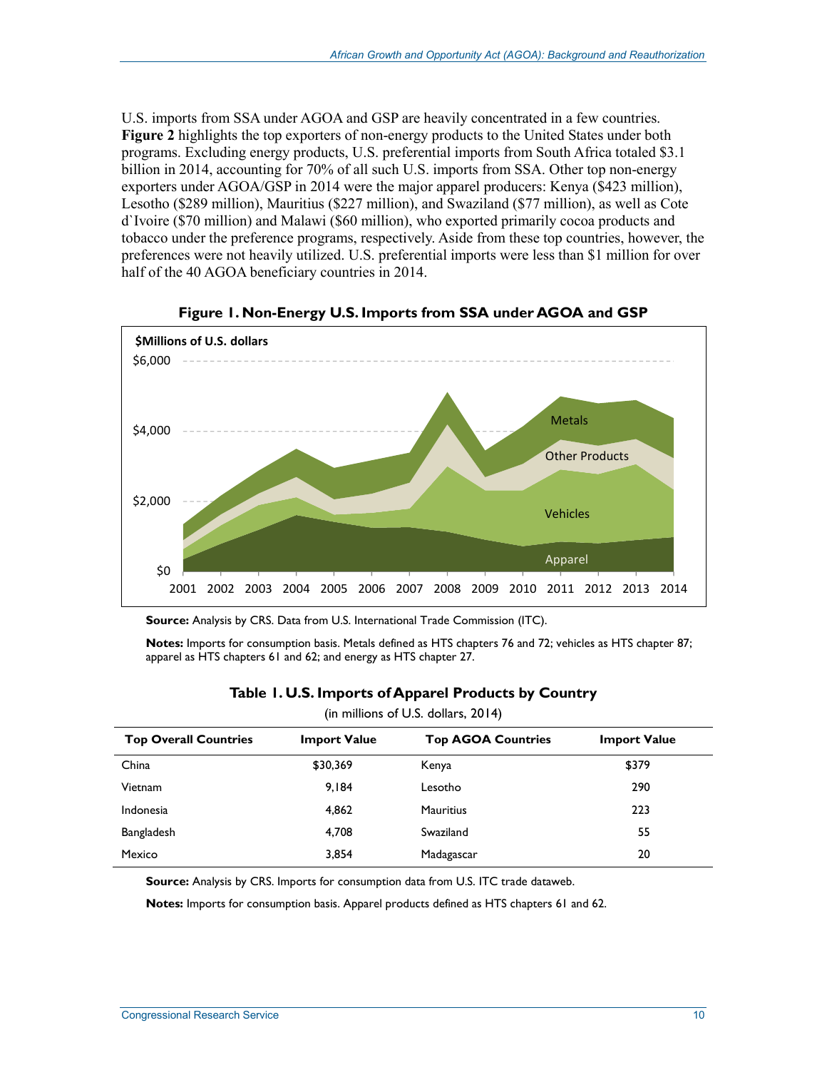U.S. imports from SSA under AGOA and GSP are heavily concentrated in a few countries. **Figure 2** highlights the top exporters of non-energy products to the United States under both programs. Excluding energy products, U.S. preferential imports from South Africa totaled $3.1 billion in 2014, accounting for 70% of all such U.S. imports from SSA. Other top non-energy exporters under AGOA/GSP in 2014 were the major apparel producers: Kenya ($423 million), Lesotho ($289 million), Mauritius ($227 million), and Swaziland ($77 million), as well as Cote d`Ivoire ($70 million) and Malawi ($60 million), who exported primarily cocoa products and tobacco under the preference programs, respectively. Aside from these top countries, however, the preferences were not heavily utilized. U.S. preferential imports were less than $1 million for over half of the 40 AGOA beneficiary countries in 2014.

**Figure 1. Non-Energy U.S. Imports from SSA under AGOA and GSP**

**Source:** Analysis by CRS. Data from U.S. International Trade Commission (ITC).

**Notes:** Imports for consumption basis. Metals defined as HTS chapters 76 and 72; vehicles as HTS chapter 87; apparel as HTS chapters 61 and 62; and energy as HTS chapter 27.

**Table 1. U.S. Imports of Apparel Products by Country**

(in millions of U.S. dollars, 2014)

| Top Overall Countries | Import Value | Top AGOA Countries | Import Value |
|---|---|---|---|
| China | $30,369 | Kenya | $379 |
| Vietnam | 9,184 | Lesotho | 290 |
| Indonesia | 4,862 | Mauritius | 223 |
| Bangladesh | 4,708 | Swaziland | 55 |
| Mexico | 3,854 | Madagascar | 20 |

**Source:** Analysis by CRS. Imports for consumption data from U.S. ITC trade dataweb.

**Notes:** Imports for consumption basis. Apparel products defined as HTS chapters 61 and 62.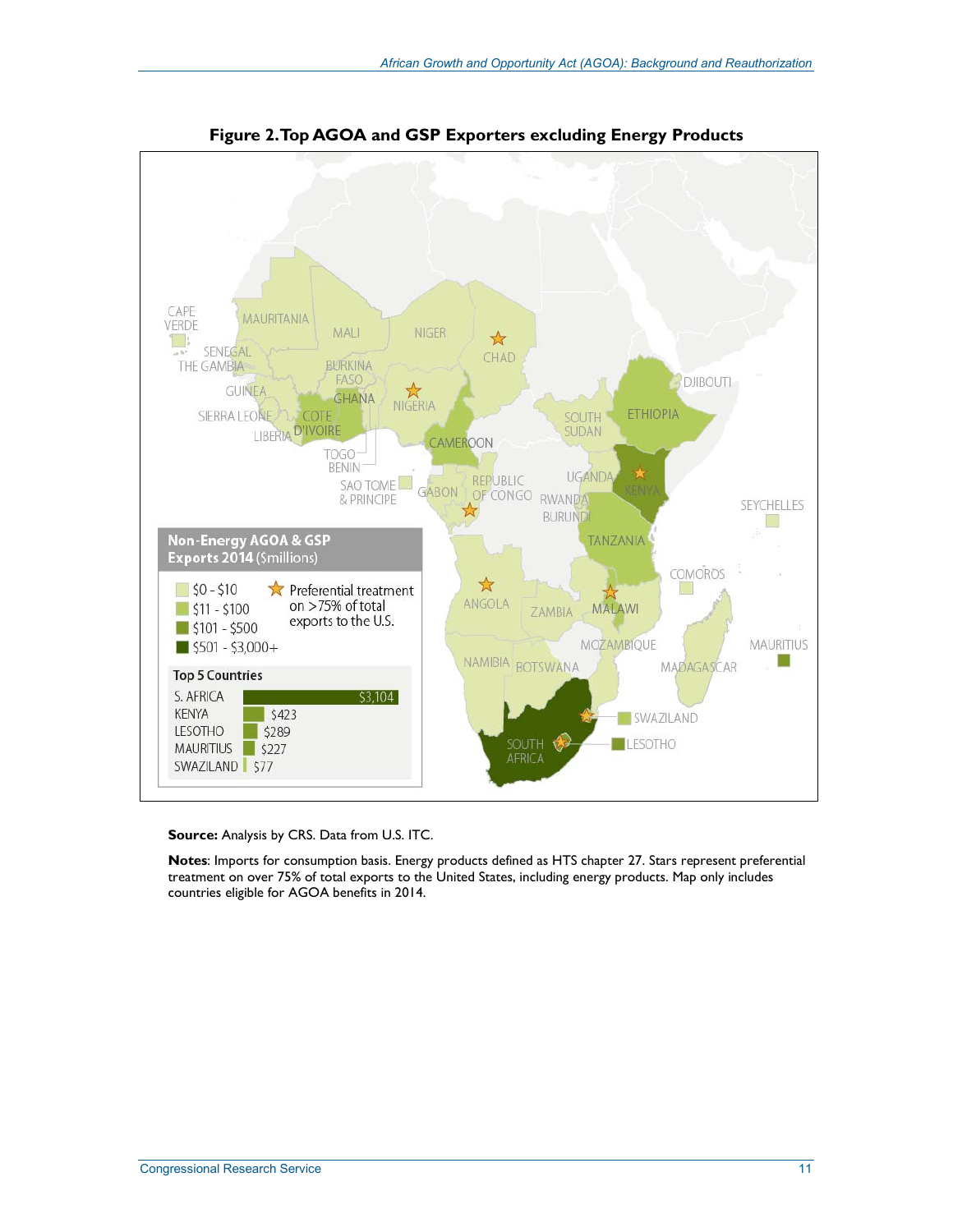**Figure 2. Top AGOA and GSP Exporters excluding Energy Products**

**Non-Energy AGOA & GSP Exports 2014** ($millions)

- $0 - $10
- $11 - $100
- $101 - $500
- $501 - $3,000+

☆ Preferential treatment on >75% of total exports to the U.S.

**Top 5 Countries**

| Country | Exports ($millions) |
| --- | --- |
| S. AFRICA | $3,104 |
| KENYA | $423 |
| LESOTHO | $289 |
| MAURITIUS | $227 |
| SWAZILAND | $77 |

**Source:** Analysis by CRS. Data from U.S. ITC.

**Notes**: Imports for consumption basis. Energy products defined as HTS chapter 27. Stars represent preferential treatment on over 75% of total exports to the United States, including energy products. Map only includes countries eligible for AGOA benefits in 2014.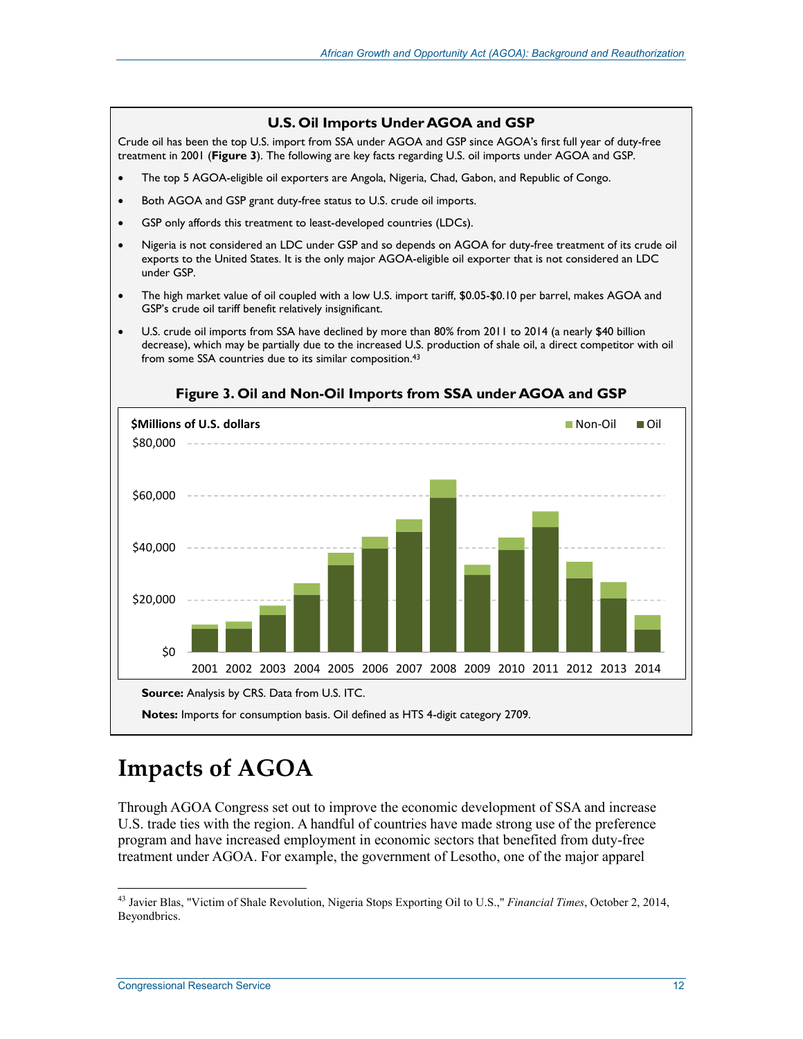### U.S. Oil Imports Under AGOA and GSP

Crude oil has been the top U.S. import from SSA under AGOA and GSP since AGOA's first full year of duty-free treatment in 2001 (**Figure 3**). The following are key facts regarding U.S. oil imports under AGOA and GSP.

- The top 5 AGOA-eligible oil exporters are Angola, Nigeria, Chad, Gabon, and Republic of Congo.
- Both AGOA and GSP grant duty-free status to U.S. crude oil imports.
- GSP only affords this treatment to least-developed countries (LDCs).
- Nigeria is not considered an LDC under GSP and so depends on AGOA for duty-free treatment of its crude oil exports to the United States. It is the only major AGOA-eligible oil exporter that is not considered an LDC under GSP.
- The high market value of oil coupled with a low U.S. import tariff, $0.05-$0.10 per barrel, makes AGOA and GSP's crude oil tariff benefit relatively insignificant.
- U.S. crude oil imports from SSA have declined by more than 80% from 2011 to 2014 (a nearly $40 billion decrease), which may be partially due to the increased U.S. production of shale oil, a direct competitor with oil from some SSA countries due to its similar composition.[43]

**Figure 3. Oil and Non-Oil Imports from SSA under AGOA and GSP**

**Source:** Analysis by CRS. Data from U.S. ITC.

**Notes:** Imports for consumption basis. Oil defined as HTS 4-digit category 2709.

# Impacts of AGOA

Through AGOA Congress set out to improve the economic development of SSA and increase U.S. trade ties with the region. A handful of countries have made strong use of the preference program and have increased employment in economic sectors that benefited from duty-free treatment under AGOA. For example, the government of Lesotho, one of the major apparel

---

[43] Javier Blas, "Victim of Shale Revolution, Nigeria Stops Exporting Oil to U.S.," *Financial Times*, October 2, 2014, Beyondbrics.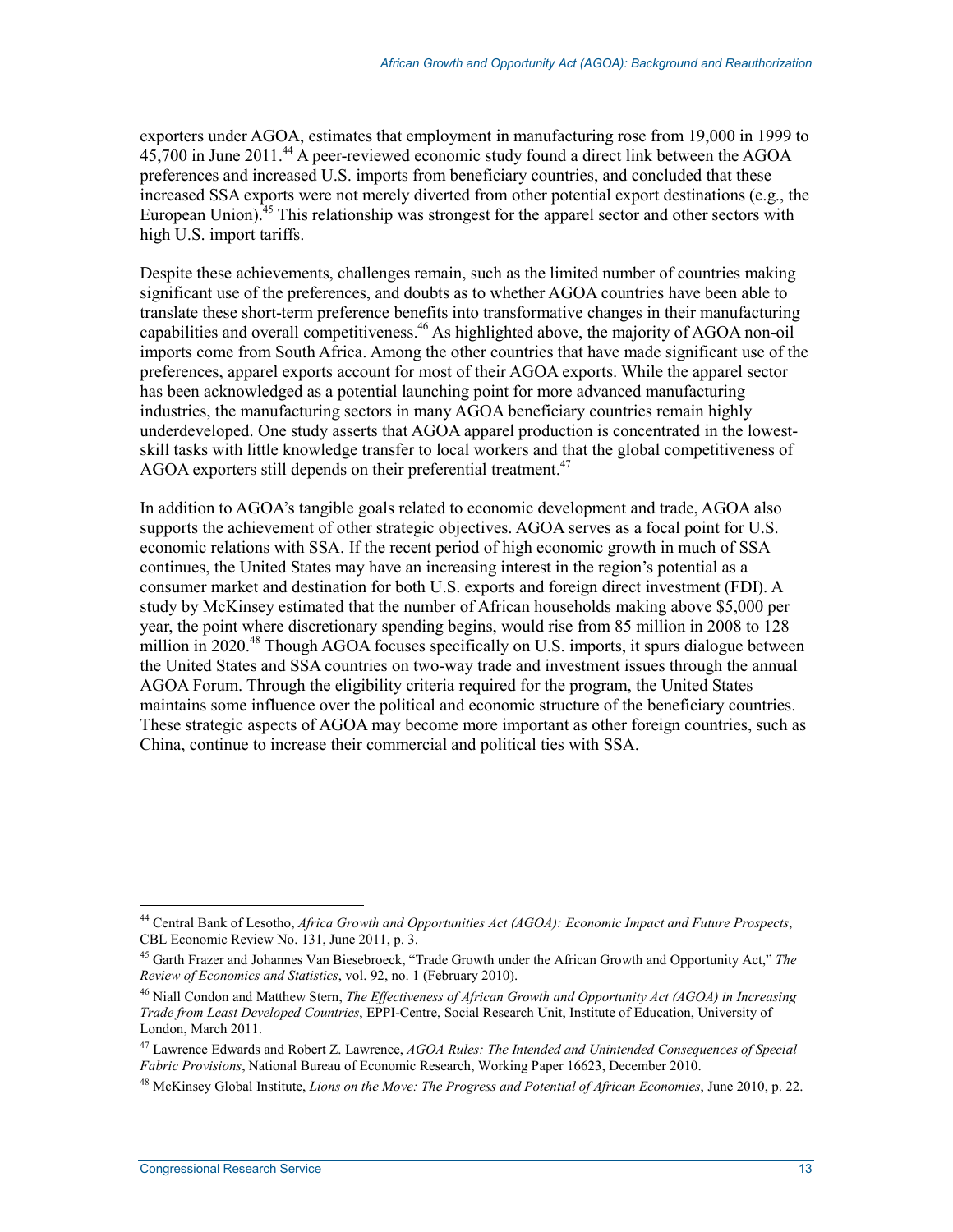exporters under AGOA, estimates that employment in manufacturing rose from 19,000 in 1999 to 45,700 in June 2011.[44] A peer-reviewed economic study found a direct link between the AGOA preferences and increased U.S. imports from beneficiary countries, and concluded that these increased SSA exports were not merely diverted from other potential export destinations (e.g., the European Union).[45] This relationship was strongest for the apparel sector and other sectors with high U.S. import tariffs.

Despite these achievements, challenges remain, such as the limited number of countries making significant use of the preferences, and doubts as to whether AGOA countries have been able to translate these short-term preference benefits into transformative changes in their manufacturing capabilities and overall competitiveness.[46] As highlighted above, the majority of AGOA non-oil imports come from South Africa. Among the other countries that have made significant use of the preferences, apparel exports account for most of their AGOA exports. While the apparel sector has been acknowledged as a potential launching point for more advanced manufacturing industries, the manufacturing sectors in many AGOA beneficiary countries remain highly underdeveloped. One study asserts that AGOA apparel production is concentrated in the lowest-skill tasks with little knowledge transfer to local workers and that the global competitiveness of AGOA exporters still depends on their preferential treatment.[47]

In addition to AGOA's tangible goals related to economic development and trade, AGOA also supports the achievement of other strategic objectives. AGOA serves as a focal point for U.S. economic relations with SSA. If the recent period of high economic growth in much of SSA continues, the United States may have an increasing interest in the region's potential as a consumer market and destination for both U.S. exports and foreign direct investment (FDI). A study by McKinsey estimated that the number of African households making above $5,000 per year, the point where discretionary spending begins, would rise from 85 million in 2008 to 128 million in 2020.[48] Though AGOA focuses specifically on U.S. imports, it spurs dialogue between the United States and SSA countries on two-way trade and investment issues through the annual AGOA Forum. Through the eligibility criteria required for the program, the United States maintains some influence over the political and economic structure of the beneficiary countries. These strategic aspects of AGOA may become more important as other foreign countries, such as China, continue to increase their commercial and political ties with SSA.

---

[44] Central Bank of Lesotho, *Africa Growth and Opportunities Act (AGOA): Economic Impact and Future Prospects*, CBL Economic Review No. 131, June 2011, p. 3.

[45] Garth Frazer and Johannes Van Biesebroeck, "Trade Growth under the African Growth and Opportunity Act," *The Review of Economics and Statistics*, vol. 92, no. 1 (February 2010).

[46] Niall Condon and Matthew Stern, *The Effectiveness of African Growth and Opportunity Act (AGOA) in Increasing Trade from Least Developed Countries*, EPPI-Centre, Social Research Unit, Institute of Education, University of London, March 2011.

[47] Lawrence Edwards and Robert Z. Lawrence, *AGOA Rules: The Intended and Unintended Consequences of Special Fabric Provisions*, National Bureau of Economic Research, Working Paper 16623, December 2010.

[48] McKinsey Global Institute, *Lions on the Move: The Progress and Potential of African Economies*, June 2010, p. 22.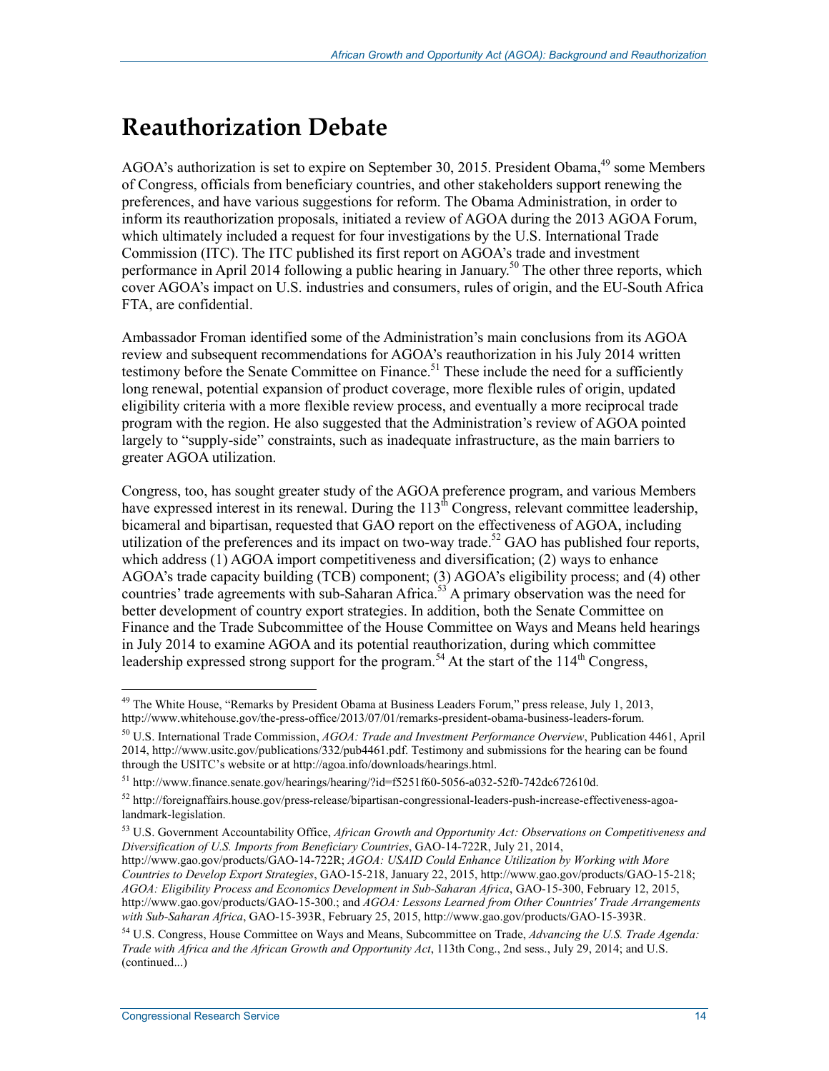# Reauthorization Debate

AGOA's authorization is set to expire on September 30, 2015. President Obama,[49] some Members of Congress, officials from beneficiary countries, and other stakeholders support renewing the preferences, and have various suggestions for reform. The Obama Administration, in order to inform its reauthorization proposals, initiated a review of AGOA during the 2013 AGOA Forum, which ultimately included a request for four investigations by the U.S. International Trade Commission (ITC). The ITC published its first report on AGOA's trade and investment performance in April 2014 following a public hearing in January.[50] The other three reports, which cover AGOA's impact on U.S. industries and consumers, rules of origin, and the EU-South Africa FTA, are confidential.

Ambassador Froman identified some of the Administration's main conclusions from its AGOA review and subsequent recommendations for AGOA's reauthorization in his July 2014 written testimony before the Senate Committee on Finance.[51] These include the need for a sufficiently long renewal, potential expansion of product coverage, more flexible rules of origin, updated eligibility criteria with a more flexible review process, and eventually a more reciprocal trade program with the region. He also suggested that the Administration's review of AGOA pointed largely to "supply-side" constraints, such as inadequate infrastructure, as the main barriers to greater AGOA utilization.

Congress, too, has sought greater study of the AGOA preference program, and various Members have expressed interest in its renewal. During the 113th Congress, relevant committee leadership, bicameral and bipartisan, requested that GAO report on the effectiveness of AGOA, including utilization of the preferences and its impact on two-way trade.[52] GAO has published four reports, which address (1) AGOA import competitiveness and diversification; (2) ways to enhance AGOA's trade capacity building (TCB) component; (3) AGOA's eligibility process; and (4) other countries' trade agreements with sub-Saharan Africa.[53] A primary observation was the need for better development of country export strategies. In addition, both the Senate Committee on Finance and the Trade Subcommittee of the House Committee on Ways and Means held hearings in July 2014 to examine AGOA and its potential reauthorization, during which committee leadership expressed strong support for the program.[54] At the start of the 114th Congress,

---

[49] The White House, "Remarks by President Obama at Business Leaders Forum," press release, July 1, 2013, http://www.whitehouse.gov/the-press-office/2013/07/01/remarks-president-obama-business-leaders-forum.

[50] U.S. International Trade Commission, *AGOA: Trade and Investment Performance Overview*, Publication 4461, April 2014, http://www.usitc.gov/publications/332/pub4461.pdf. Testimony and submissions for the hearing can be found through the USITC's website or at http://agoa.info/downloads/hearings.html.

[51] http://www.finance.senate.gov/hearings/hearing/?id=f5251f60-5056-a032-52f0-742dc672610d.

[52] http://foreignaffairs.house.gov/press-release/bipartisan-congressional-leaders-push-increase-effectiveness-agoa-landmark-legislation.

[53] U.S. Government Accountability Office, *African Growth and Opportunity Act: Observations on Competitiveness and Diversification of U.S. Imports from Beneficiary Countries*, GAO-14-722R, July 21, 2014, http://www.gao.gov/products/GAO-14-722R; *AGOA: USAID Could Enhance Utilization by Working with More Countries to Develop Export Strategies*, GAO-15-218, January 22, 2015, http://www.gao.gov/products/GAO-15-218; *AGOA: Eligibility Process and Economics Development in Sub-Saharan Africa*, GAO-15-300, February 12, 2015, http://www.gao.gov/products/GAO-15-300.; and *AGOA: Lessons Learned from Other Countries' Trade Arrangements with Sub-Saharan Africa*, GAO-15-393R, February 25, 2015, http://www.gao.gov/products/GAO-15-393R.

[54] U.S. Congress, House Committee on Ways and Means, Subcommittee on Trade, *Advancing the U.S. Trade Agenda: Trade with Africa and the African Growth and Opportunity Act*, 113th Cong., 2nd sess., July 29, 2014; and U.S. (continued...)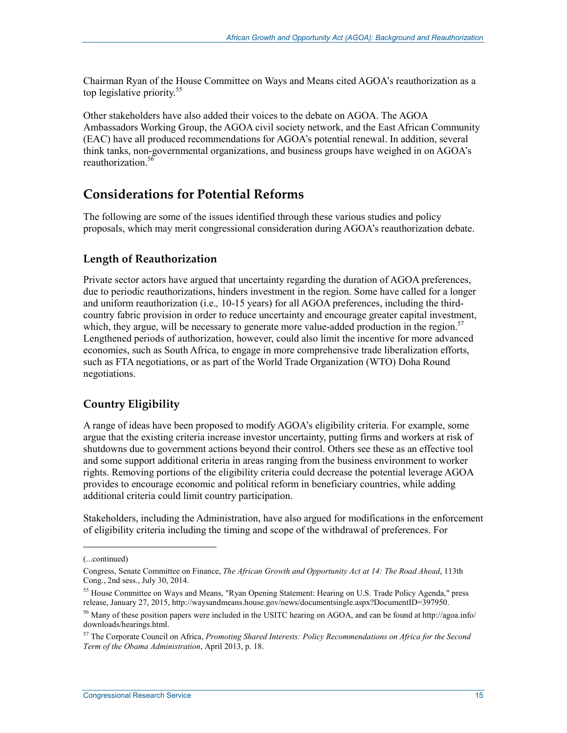Chairman Ryan of the House Committee on Ways and Means cited AGOA's reauthorization as a top legislative priority.[55]

Other stakeholders have also added their voices to the debate on AGOA. The AGOA Ambassadors Working Group, the AGOA civil society network, and the East African Community (EAC) have all produced recommendations for AGOA's potential renewal. In addition, several think tanks, non-governmental organizations, and business groups have weighed in on AGOA's reauthorization.[56]

## Considerations for Potential Reforms

The following are some of the issues identified through these various studies and policy proposals, which may merit congressional consideration during AGOA's reauthorization debate.

### Length of Reauthorization

Private sector actors have argued that uncertainty regarding the duration of AGOA preferences, due to periodic reauthorizations, hinders investment in the region. Some have called for a longer and uniform reauthorization (i.e., 10-15 years) for all AGOA preferences, including the third-country fabric provision in order to reduce uncertainty and encourage greater capital investment, which, they argue, will be necessary to generate more value-added production in the region.[57] Lengthened periods of authorization, however, could also limit the incentive for more advanced economies, such as South Africa, to engage in more comprehensive trade liberalization efforts, such as FTA negotiations, or as part of the World Trade Organization (WTO) Doha Round negotiations.

### Country Eligibility

A range of ideas have been proposed to modify AGOA's eligibility criteria. For example, some argue that the existing criteria increase investor uncertainty, putting firms and workers at risk of shutdowns due to government actions beyond their control. Others see these as an effective tool and some support additional criteria in areas ranging from the business environment to worker rights. Removing portions of the eligibility criteria could decrease the potential leverage AGOA provides to encourage economic and political reform in beneficiary countries, while adding additional criteria could limit country participation.

Stakeholders, including the Administration, have also argued for modifications in the enforcement of eligibility criteria including the timing and scope of the withdrawal of preferences. For

---

(...continued)

Congress, Senate Committee on Finance, *The African Growth and Opportunity Act at 14: The Road Ahead*, 113th Cong., 2nd sess., July 30, 2014.

[55] House Committee on Ways and Means, "Ryan Opening Statement: Hearing on U.S. Trade Policy Agenda," press release, January 27, 2015, http://waysandmeans.house.gov/news/documentsingle.aspx?DocumentID=397950.

[56] Many of these position papers were included in the USITC hearing on AGOA, and can be found at http://agoa.info/downloads/hearings.html.

[57] The Corporate Council on Africa, *Promoting Shared Interests: Policy Recommendations on Africa for the Second Term of the Obama Administration*, April 2013, p. 18.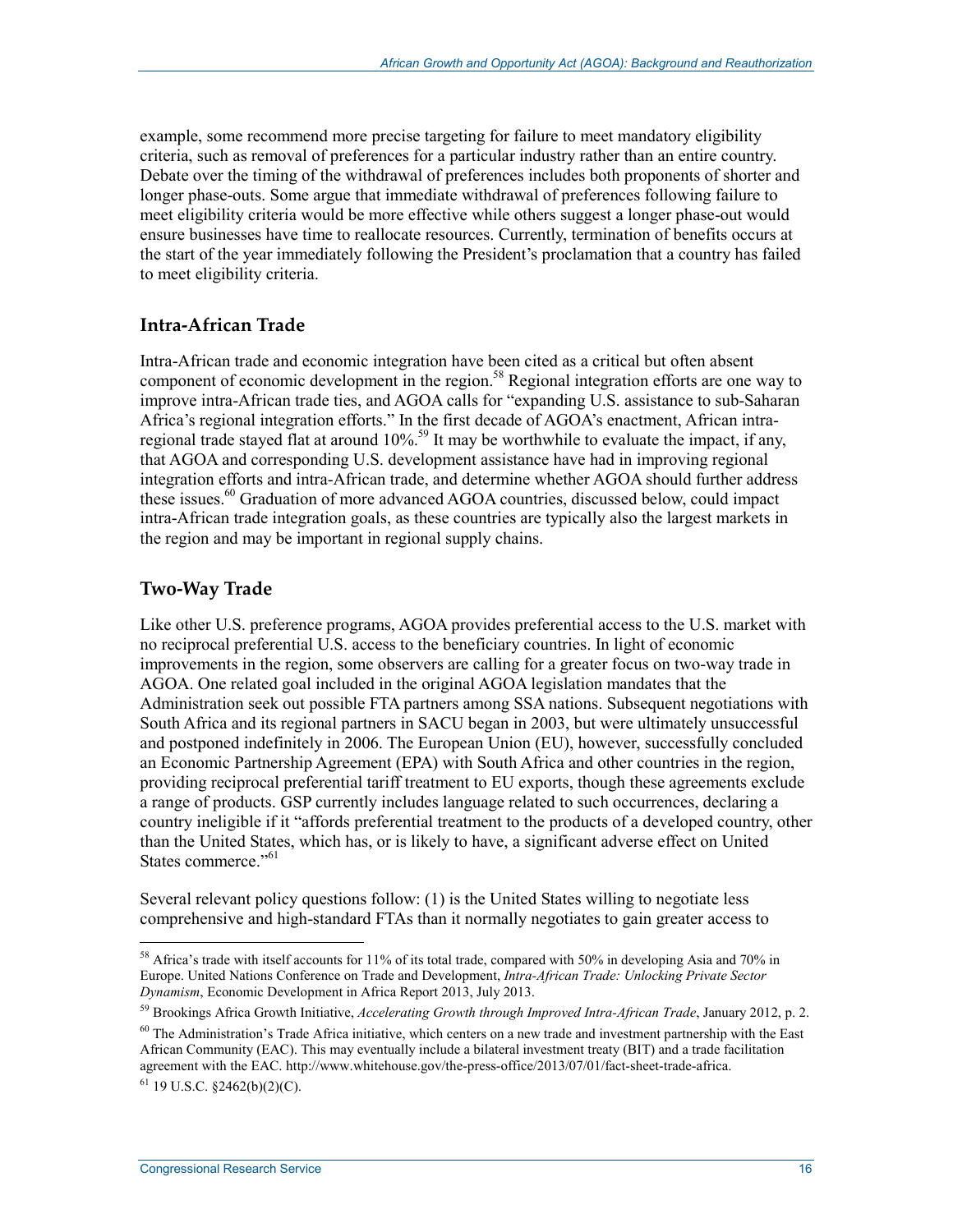example, some recommend more precise targeting for failure to meet mandatory eligibility criteria, such as removal of preferences for a particular industry rather than an entire country. Debate over the timing of the withdrawal of preferences includes both proponents of shorter and longer phase-outs. Some argue that immediate withdrawal of preferences following failure to meet eligibility criteria would be more effective while others suggest a longer phase-out would ensure businesses have time to reallocate resources. Currently, termination of benefits occurs at the start of the year immediately following the President's proclamation that a country has failed to meet eligibility criteria.

### Intra-African Trade

Intra-African trade and economic integration have been cited as a critical but often absent component of economic development in the region.[58] Regional integration efforts are one way to improve intra-African trade ties, and AGOA calls for "expanding U.S. assistance to sub-Saharan Africa's regional integration efforts." In the first decade of AGOA's enactment, African intra-regional trade stayed flat at around 10%.[59] It may be worthwhile to evaluate the impact, if any, that AGOA and corresponding U.S. development assistance have had in improving regional integration efforts and intra-African trade, and determine whether AGOA should further address these issues.[60] Graduation of more advanced AGOA countries, discussed below, could impact intra-African trade integration goals, as these countries are typically also the largest markets in the region and may be important in regional supply chains.

### Two-Way Trade

Like other U.S. preference programs, AGOA provides preferential access to the U.S. market with no reciprocal preferential U.S. access to the beneficiary countries. In light of economic improvements in the region, some observers are calling for a greater focus on two-way trade in AGOA. One related goal included in the original AGOA legislation mandates that the Administration seek out possible FTA partners among SSA nations. Subsequent negotiations with South Africa and its regional partners in SACU began in 2003, but were ultimately unsuccessful and postponed indefinitely in 2006. The European Union (EU), however, successfully concluded an Economic Partnership Agreement (EPA) with South Africa and other countries in the region, providing reciprocal preferential tariff treatment to EU exports, though these agreements exclude a range of products. GSP currently includes language related to such occurrences, declaring a country ineligible if it "affords preferential treatment to the products of a developed country, other than the United States, which has, or is likely to have, a significant adverse effect on United States commerce."[61]

Several relevant policy questions follow: (1) is the United States willing to negotiate less comprehensive and high-standard FTAs than it normally negotiates to gain greater access to

---

[58] Africa's trade with itself accounts for 11% of its total trade, compared with 50% in developing Asia and 70% in Europe. United Nations Conference on Trade and Development, *Intra-African Trade: Unlocking Private Sector Dynamism*, Economic Development in Africa Report 2013, July 2013.

[59] Brookings Africa Growth Initiative, *Accelerating Growth through Improved Intra-African Trade*, January 2012, p. 2.

[60] The Administration's Trade Africa initiative, which centers on a new trade and investment partnership with the East African Community (EAC). This may eventually include a bilateral investment treaty (BIT) and a trade facilitation agreement with the EAC. http://www.whitehouse.gov/the-press-office/2013/07/01/fact-sheet-trade-africa.

[61] 19 U.S.C. §2462(b)(2)(C).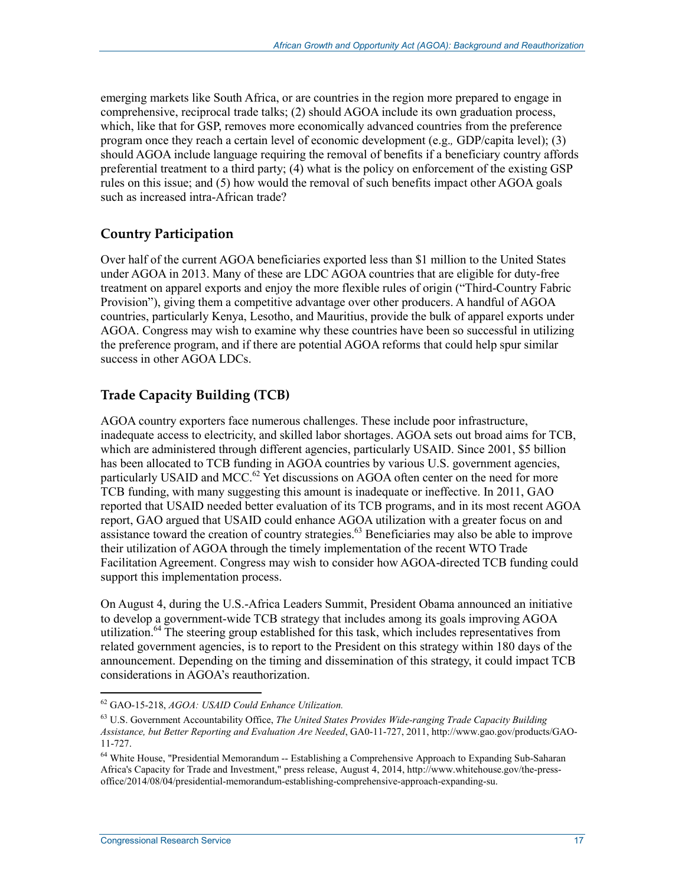emerging markets like South Africa, or are countries in the region more prepared to engage in comprehensive, reciprocal trade talks; (2) should AGOA include its own graduation process, which, like that for GSP, removes more economically advanced countries from the preference program once they reach a certain level of economic development (e.g., GDP/capita level); (3) should AGOA include language requiring the removal of benefits if a beneficiary country affords preferential treatment to a third party; (4) what is the policy on enforcement of the existing GSP rules on this issue; and (5) how would the removal of such benefits impact other AGOA goals such as increased intra-African trade?

## Country Participation

Over half of the current AGOA beneficiaries exported less than $1 million to the United States under AGOA in 2013. Many of these are LDC AGOA countries that are eligible for duty-free treatment on apparel exports and enjoy the more flexible rules of origin ("Third-Country Fabric Provision"), giving them a competitive advantage over other producers. A handful of AGOA countries, particularly Kenya, Lesotho, and Mauritius, provide the bulk of apparel exports under AGOA. Congress may wish to examine why these countries have been so successful in utilizing the preference program, and if there are potential AGOA reforms that could help spur similar success in other AGOA LDCs.

## Trade Capacity Building (TCB)

AGOA country exporters face numerous challenges. These include poor infrastructure, inadequate access to electricity, and skilled labor shortages. AGOA sets out broad aims for TCB, which are administered through different agencies, particularly USAID. Since 2001, $5 billion has been allocated to TCB funding in AGOA countries by various U.S. government agencies, particularly USAID and MCC.[62] Yet discussions on AGOA often center on the need for more TCB funding, with many suggesting this amount is inadequate or ineffective. In 2011, GAO reported that USAID needed better evaluation of its TCB programs, and in its most recent AGOA report, GAO argued that USAID could enhance AGOA utilization with a greater focus on and assistance toward the creation of country strategies.[63] Beneficiaries may also be able to improve their utilization of AGOA through the timely implementation of the recent WTO Trade Facilitation Agreement. Congress may wish to consider how AGOA-directed TCB funding could support this implementation process.

On August 4, during the U.S.-Africa Leaders Summit, President Obama announced an initiative to develop a government-wide TCB strategy that includes among its goals improving AGOA utilization.[64] The steering group established for this task, which includes representatives from related government agencies, is to report to the President on this strategy within 180 days of the announcement. Depending on the timing and dissemination of this strategy, it could impact TCB considerations in AGOA's reauthorization.

---

[62] GAO-15-218, *AGOA: USAID Could Enhance Utilization.*

[63] U.S. Government Accountability Office, *The United States Provides Wide-ranging Trade Capacity Building Assistance, but Better Reporting and Evaluation Are Needed*, GA0-11-727, 2011, http://www.gao.gov/products/GAO-11-727.

[64] White House, "Presidential Memorandum -- Establishing a Comprehensive Approach to Expanding Sub-Saharan Africa's Capacity for Trade and Investment," press release, August 4, 2014, http://www.whitehouse.gov/the-press-office/2014/08/04/presidential-memorandum-establishing-comprehensive-approach-expanding-su.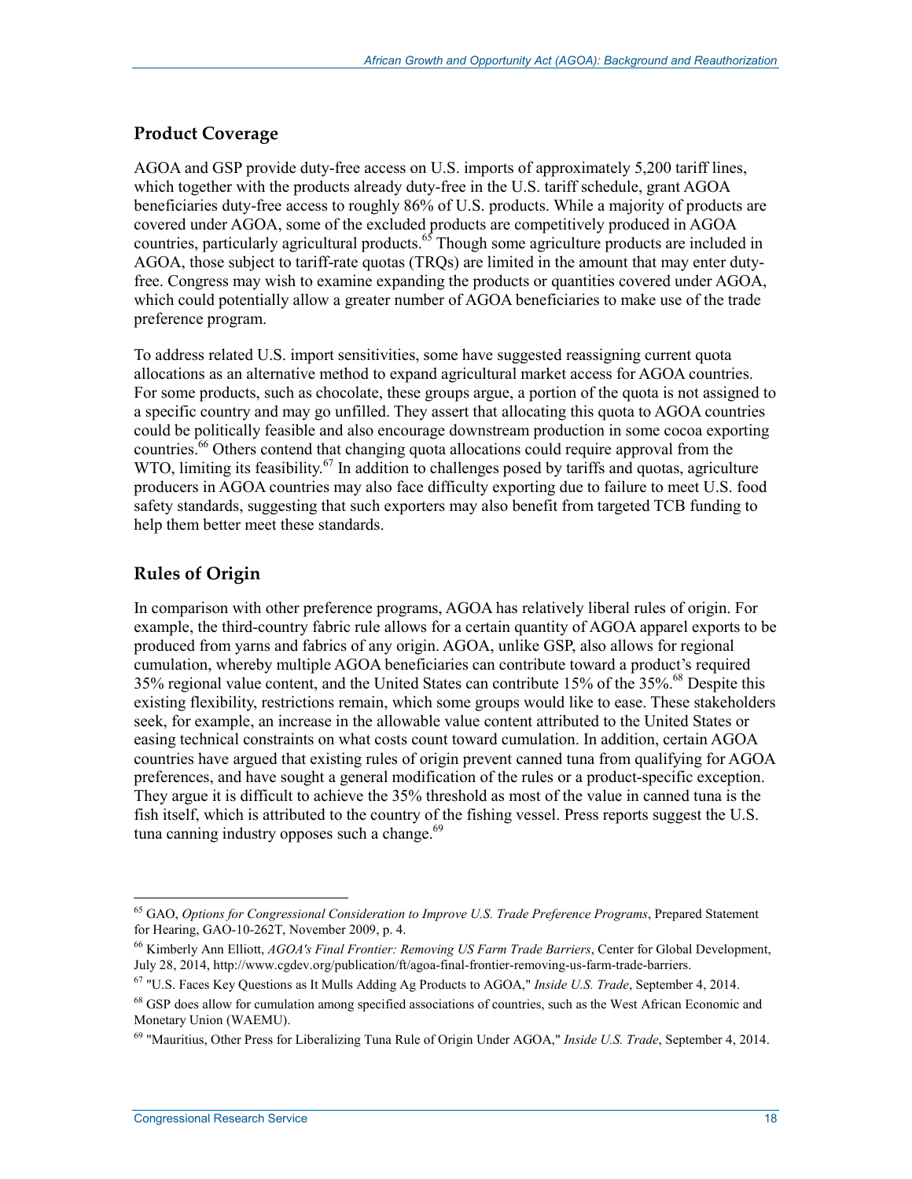## Product Coverage

AGOA and GSP provide duty-free access on U.S. imports of approximately 5,200 tariff lines, which together with the products already duty-free in the U.S. tariff schedule, grant AGOA beneficiaries duty-free access to roughly 86% of U.S. products. While a majority of products are covered under AGOA, some of the excluded products are competitively produced in AGOA countries, particularly agricultural products.[65] Though some agriculture products are included in AGOA, those subject to tariff-rate quotas (TRQs) are limited in the amount that may enter duty-free. Congress may wish to examine expanding the products or quantities covered under AGOA, which could potentially allow a greater number of AGOA beneficiaries to make use of the trade preference program.

To address related U.S. import sensitivities, some have suggested reassigning current quota allocations as an alternative method to expand agricultural market access for AGOA countries. For some products, such as chocolate, these groups argue, a portion of the quota is not assigned to a specific country and may go unfilled. They assert that allocating this quota to AGOA countries could be politically feasible and also encourage downstream production in some cocoa exporting countries.[66] Others contend that changing quota allocations could require approval from the WTO, limiting its feasibility.[67] In addition to challenges posed by tariffs and quotas, agriculture producers in AGOA countries may also face difficulty exporting due to failure to meet U.S. food safety standards, suggesting that such exporters may also benefit from targeted TCB funding to help them better meet these standards.

## Rules of Origin

In comparison with other preference programs, AGOA has relatively liberal rules of origin. For example, the third-country fabric rule allows for a certain quantity of AGOA apparel exports to be produced from yarns and fabrics of any origin. AGOA, unlike GSP, also allows for regional cumulation, whereby multiple AGOA beneficiaries can contribute toward a product's required 35% regional value content, and the United States can contribute 15% of the 35%.[68] Despite this existing flexibility, restrictions remain, which some groups would like to ease. These stakeholders seek, for example, an increase in the allowable value content attributed to the United States or easing technical constraints on what costs count toward cumulation. In addition, certain AGOA countries have argued that existing rules of origin prevent canned tuna from qualifying for AGOA preferences, and have sought a general modification of the rules or a product-specific exception. They argue it is difficult to achieve the 35% threshold as most of the value in canned tuna is the fish itself, which is attributed to the country of the fishing vessel. Press reports suggest the U.S. tuna canning industry opposes such a change.[69]

---

[65] GAO, *Options for Congressional Consideration to Improve U.S. Trade Preference Programs*, Prepared Statement for Hearing, GAO-10-262T, November 2009, p. 4.

[66] Kimberly Ann Elliott, *AGOA's Final Frontier: Removing US Farm Trade Barriers*, Center for Global Development, July 28, 2014, http://www.cgdev.org/publication/ft/agoa-final-frontier-removing-us-farm-trade-barriers.

[67] "U.S. Faces Key Questions as It Mulls Adding Ag Products to AGOA," *Inside U.S. Trade*, September 4, 2014.

[68] GSP does allow for cumulation among specified associations of countries, such as the West African Economic and Monetary Union (WAEMU).

[69] "Mauritius, Other Press for Liberalizing Tuna Rule of Origin Under AGOA," *Inside U.S. Trade*, September 4, 2014.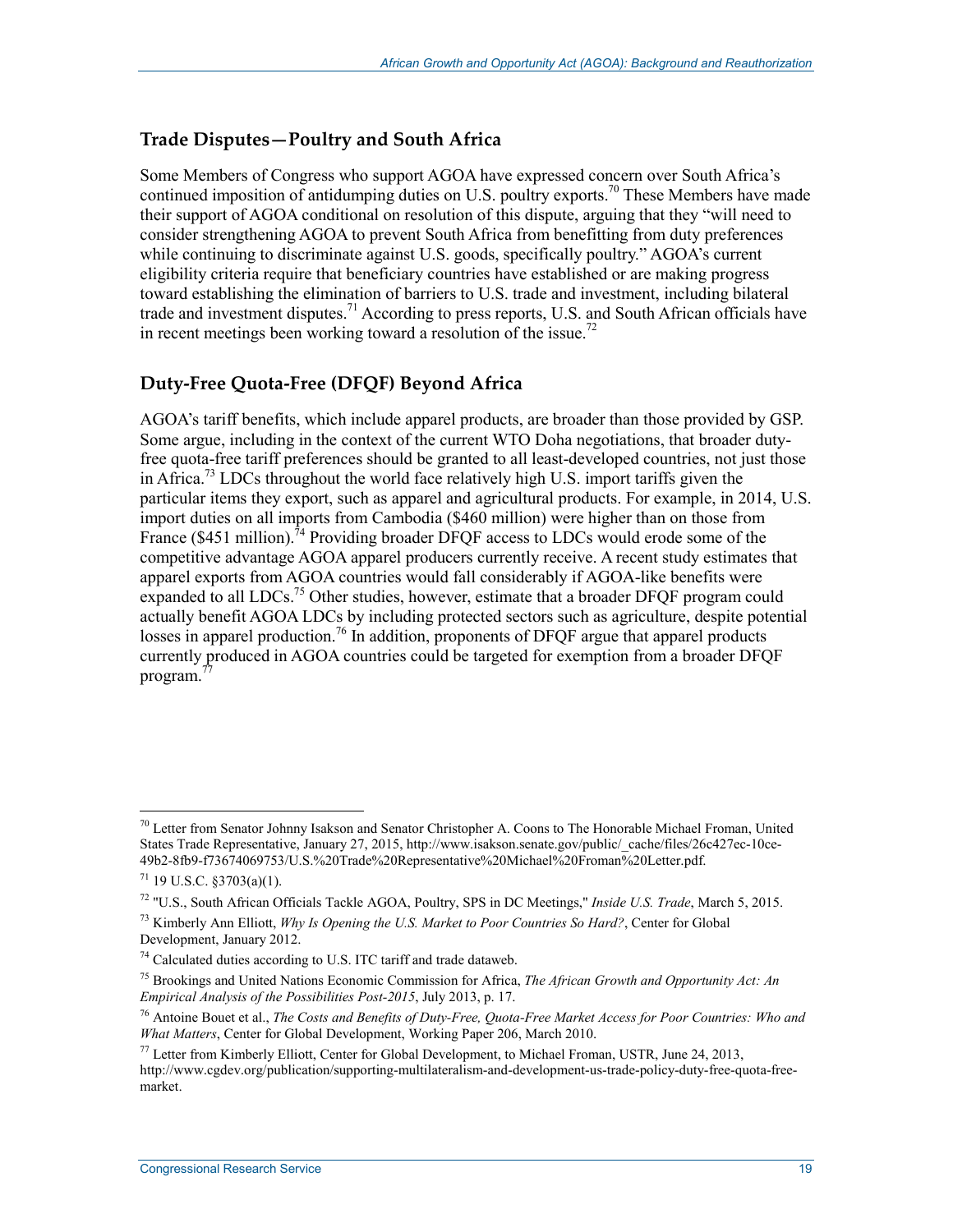## Trade Disputes—Poultry and South Africa

Some Members of Congress who support AGOA have expressed concern over South Africa's continued imposition of antidumping duties on U.S. poultry exports.[70] These Members have made their support of AGOA conditional on resolution of this dispute, arguing that they "will need to consider strengthening AGOA to prevent South Africa from benefitting from duty preferences while continuing to discriminate against U.S. goods, specifically poultry." AGOA's current eligibility criteria require that beneficiary countries have established or are making progress toward establishing the elimination of barriers to U.S. trade and investment, including bilateral trade and investment disputes.[71] According to press reports, U.S. and South African officials have in recent meetings been working toward a resolution of the issue.[72]

## Duty-Free Quota-Free (DFQF) Beyond Africa

AGOA's tariff benefits, which include apparel products, are broader than those provided by GSP. Some argue, including in the context of the current WTO Doha negotiations, that broader duty-free quota-free tariff preferences should be granted to all least-developed countries, not just those in Africa.[73] LDCs throughout the world face relatively high U.S. import tariffs given the particular items they export, such as apparel and agricultural products. For example, in 2014, U.S. import duties on all imports from Cambodia ($460 million) were higher than on those from France ($451 million).[74] Providing broader DFQF access to LDCs would erode some of the competitive advantage AGOA apparel producers currently receive. A recent study estimates that apparel exports from AGOA countries would fall considerably if AGOA-like benefits were expanded to all LDCs.[75] Other studies, however, estimate that a broader DFQF program could actually benefit AGOA LDCs by including protected sectors such as agriculture, despite potential losses in apparel production.[76] In addition, proponents of DFQF argue that apparel products currently produced in AGOA countries could be targeted for exemption from a broader DFQF program.[77]

---

[70] Letter from Senator Johnny Isakson and Senator Christopher A. Coons to The Honorable Michael Froman, United States Trade Representative, January 27, 2015, http://www.isakson.senate.gov/public/_cache/files/26c427ec-10ce-49b2-8fb9-f73674069753/U.S.%20Trade%20Representative%20Michael%20Froman%20Letter.pdf.

[71] 19 U.S.C. §3703(a)(1).

[72] "U.S., South African Officials Tackle AGOA, Poultry, SPS in DC Meetings," *Inside U.S. Trade*, March 5, 2015.

[73] Kimberly Ann Elliott, *Why Is Opening the U.S. Market to Poor Countries So Hard?*, Center for Global Development, January 2012.

[74] Calculated duties according to U.S. ITC tariff and trade dataweb.

[75] Brookings and United Nations Economic Commission for Africa, *The African Growth and Opportunity Act: An Empirical Analysis of the Possibilities Post-2015*, July 2013, p. 17.

[76] Antoine Bouet et al., *The Costs and Benefits of Duty-Free, Quota-Free Market Access for Poor Countries: Who and What Matters*, Center for Global Development, Working Paper 206, March 2010.

[77] Letter from Kimberly Elliott, Center for Global Development, to Michael Froman, USTR, June 24, 2013, http://www.cgdev.org/publication/supporting-multilateralism-and-development-us-trade-policy-duty-free-quota-free-market.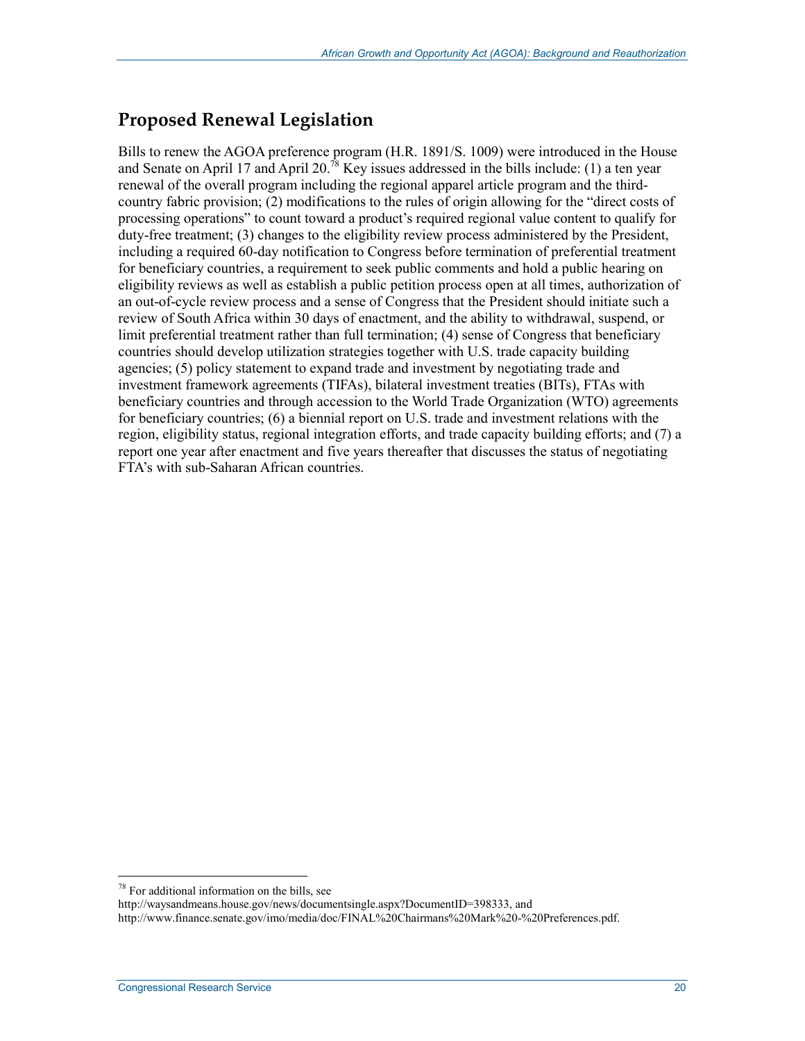## Proposed Renewal Legislation

Bills to renew the AGOA preference program (H.R. 1891/S. 1009) were introduced in the House and Senate on April 17 and April 20.[78] Key issues addressed in the bills include: (1) a ten year renewal of the overall program including the regional apparel article program and the third-country fabric provision; (2) modifications to the rules of origin allowing for the "direct costs of processing operations" to count toward a product's required regional value content to qualify for duty-free treatment; (3) changes to the eligibility review process administered by the President, including a required 60-day notification to Congress before termination of preferential treatment for beneficiary countries, a requirement to seek public comments and hold a public hearing on eligibility reviews as well as establish a public petition process open at all times, authorization of an out-of-cycle review process and a sense of Congress that the President should initiate such a review of South Africa within 30 days of enactment, and the ability to withdrawal, suspend, or limit preferential treatment rather than full termination; (4) sense of Congress that beneficiary countries should develop utilization strategies together with U.S. trade capacity building agencies; (5) policy statement to expand trade and investment by negotiating trade and investment framework agreements (TIFAs), bilateral investment treaties (BITs), FTAs with beneficiary countries and through accession to the World Trade Organization (WTO) agreements for beneficiary countries; (6) a biennial report on U.S. trade and investment relations with the region, eligibility status, regional integration efforts, and trade capacity building efforts; and (7) a report one year after enactment and five years thereafter that discusses the status of negotiating FTA's with sub-Saharan African countries.

---

[78] For additional information on the bills, see http://waysandmeans.house.gov/news/documentsingle.aspx?DocumentID=398333, and http://www.finance.senate.gov/imo/media/doc/FINAL%20Chairmans%20Mark%20-%20Preferences.pdf.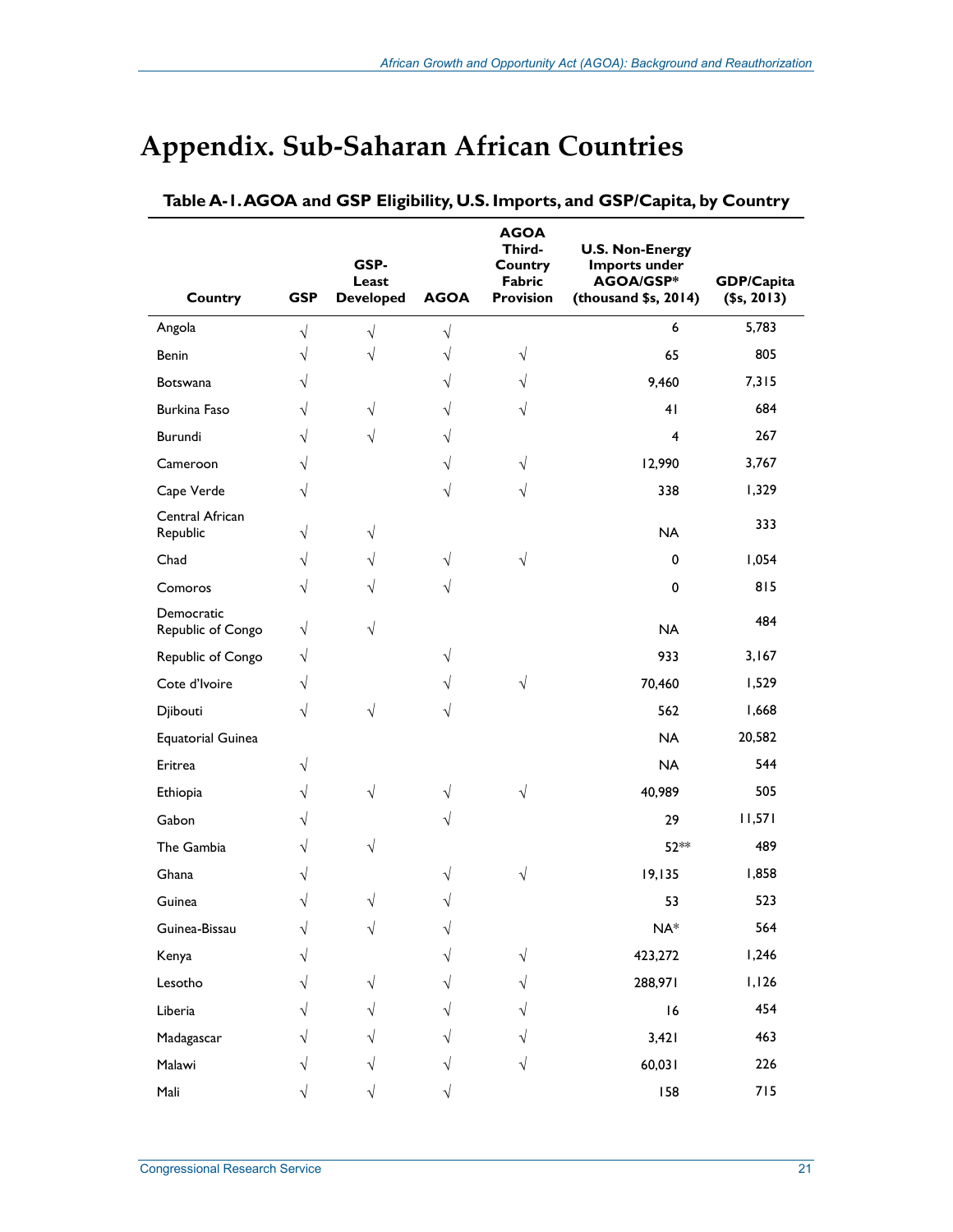# Appendix. Sub-Saharan African Countries

**Table A-1. AGOA and GSP Eligibility, U.S. Imports, and GSP/Capita, by Country**

| Country | GSP | GSP-Least Developed | AGOA | AGOA Third-Country Fabric Provision | U.S. Non-Energy Imports under AGOA/GSP* (thousand $s, 2014) | GDP/Capita ($s, 2013) |
|---|---|---|---|---|---|---|
| Angola | √ | √ | √ | | 6 | 5,783 |
| Benin | √ | √ | √ | √ | 65 | 805 |
| Botswana | √ | | √ | √ | 9,460 | 7,315 |
| Burkina Faso | √ | √ | √ | √ | 41 | 684 |
| Burundi | √ | √ | √ | | 4 | 267 |
| Cameroon | √ | | √ | √ | 12,990 | 3,767 |
| Cape Verde | √ | | √ | √ | 338 | 1,329 |
| Central African Republic | √ | √ | | | NA | 333 |
| Chad | √ | √ | √ | √ | 0 | 1,054 |
| Comoros | √ | √ | √ | | 0 | 815 |
| Democratic Republic of Congo | √ | √ | | | NA | 484 |
| Republic of Congo | √ | | √ | | 933 | 3,167 |
| Cote d'Ivoire | √ | | √ | √ | 70,460 | 1,529 |
| Djibouti | √ | √ | √ | | 562 | 1,668 |
| Equatorial Guinea | | | | | NA | 20,582 |
| Eritrea | √ | | | | NA | 544 |
| Ethiopia | √ | √ | √ | √ | 40,989 | 505 |
| Gabon | √ | | √ | | 29 | 11,571 |
| The Gambia | √ | √ | | | 52** | 489 |
| Ghana | √ | | √ | √ | 19,135 | 1,858 |
| Guinea | √ | √ | √ | | 53 | 523 |
| Guinea-Bissau | √ | √ | √ | | NA* | 564 |
| Kenya | √ | | √ | √ | 423,272 | 1,246 |
| Lesotho | √ | √ | √ | √ | 288,971 | 1,126 |
| Liberia | √ | √ | √ | √ | 16 | 454 |
| Madagascar | √ | √ | √ | √ | 3,421 | 463 |
| Malawi | √ | √ | √ | √ | 60,031 | 226 |
| Mali | √ | √ | √ | | 158 | 715 |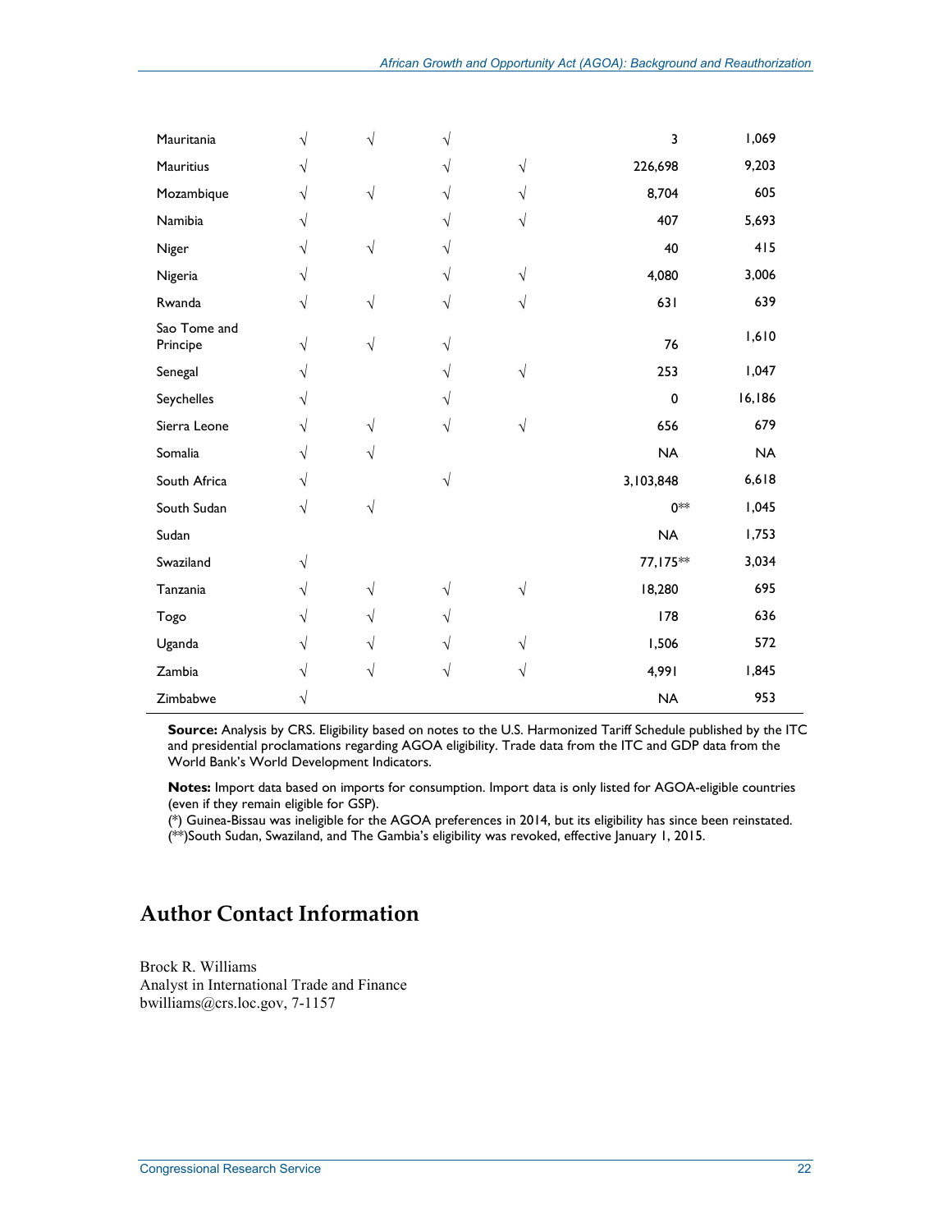| | | | | | | |
|---|---|---|---|---|---|---|
| Mauritania | √ | √ | √ | | 3 | 1,069 |
| Mauritius | √ | | √ | √ | 226,698 | 9,203 |
| Mozambique | √ | √ | √ | √ | 8,704 | 605 |
| Namibia | √ | | √ | √ | 407 | 5,693 |
| Niger | √ | √ | √ | | 40 | 415 |
| Nigeria | √ | | √ | √ | 4,080 | 3,006 |
| Rwanda | √ | √ | √ | √ | 631 | 639 |
| Sao Tome and Principe | √ | √ | √ | | 76 | 1,610 |
| Senegal | √ | | √ | √ | 253 | 1,047 |
| Seychelles | √ | | √ | | 0 | 16,186 |
| Sierra Leone | √ | √ | √ | √ | 656 | 679 |
| Somalia | √ | √ | | | NA | NA |
| South Africa | √ | | √ | | 3,103,848 | 6,618 |
| South Sudan | √ | √ | | | 0** | 1,045 |
| Sudan | | | | | NA | 1,753 |
| Swaziland | √ | | | | 77,175** | 3,034 |
| Tanzania | √ | √ | √ | √ | 18,280 | 695 |
| Togo | √ | √ | √ | | 178 | 636 |
| Uganda | √ | √ | √ | √ | 1,506 | 572 |
| Zambia | √ | √ | √ | √ | 4,991 | 1,845 |
| Zimbabwe | √ | | | | NA | 953 |

**Source:** Analysis by CRS. Eligibility based on notes to the U.S. Harmonized Tariff Schedule published by the ITC and presidential proclamations regarding AGOA eligibility. Trade data from the ITC and GDP data from the World Bank's World Development Indicators.

**Notes:** Import data based on imports for consumption. Import data is only listed for AGOA-eligible countries (even if they remain eligible for GSP).

(*) Guinea-Bissau was ineligible for the AGOA preferences in 2014, but its eligibility has since been reinstated.

(**)South Sudan, Swaziland, and The Gambia's eligibility was revoked, effective January 1, 2015.

## Author Contact Information

Brock R. Williams
Analyst in International Trade and Finance
bwilliams@crs.loc.gov, 7-1157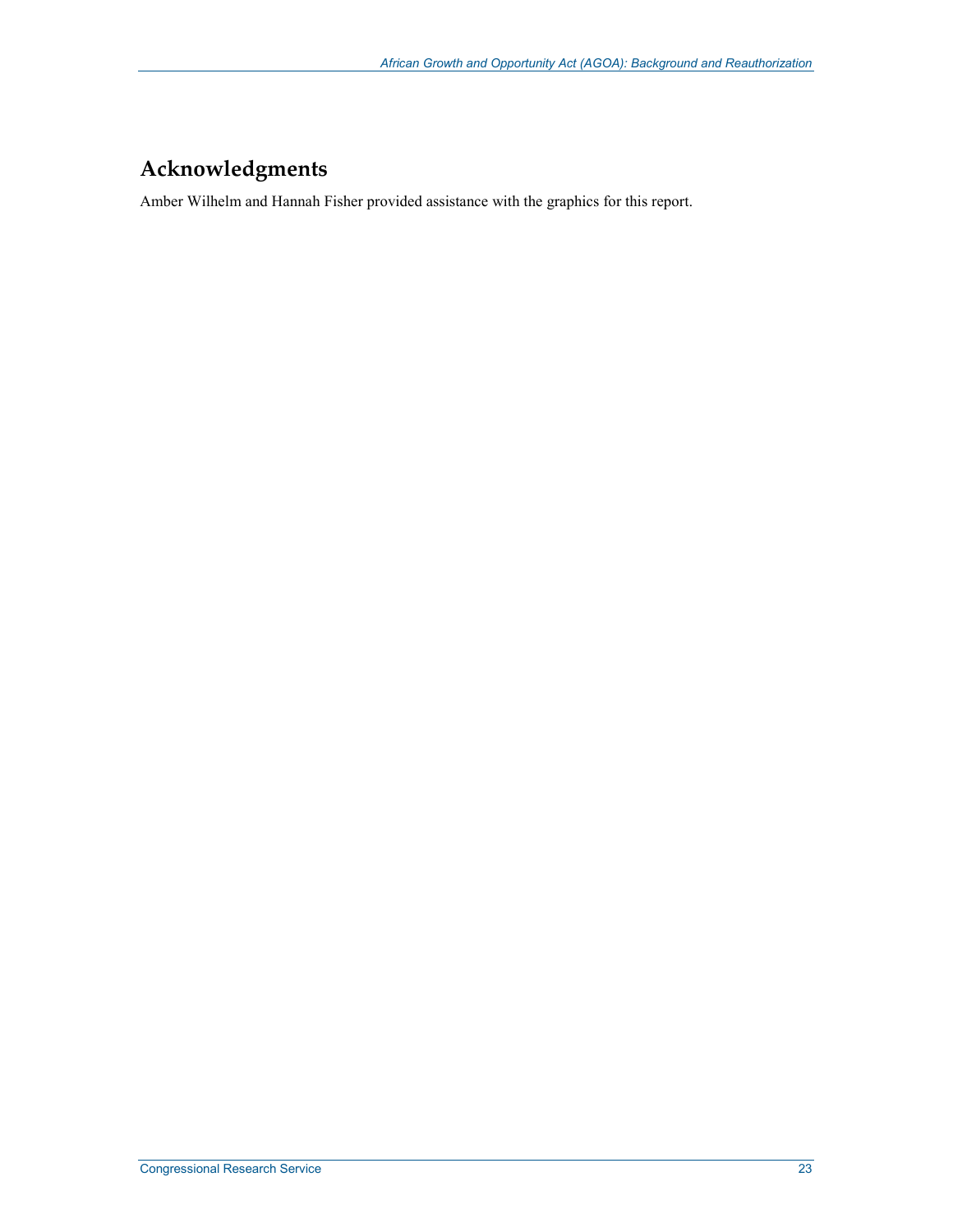## Acknowledgments

Amber Wilhelm and Hannah Fisher provided assistance with the graphics for this report.